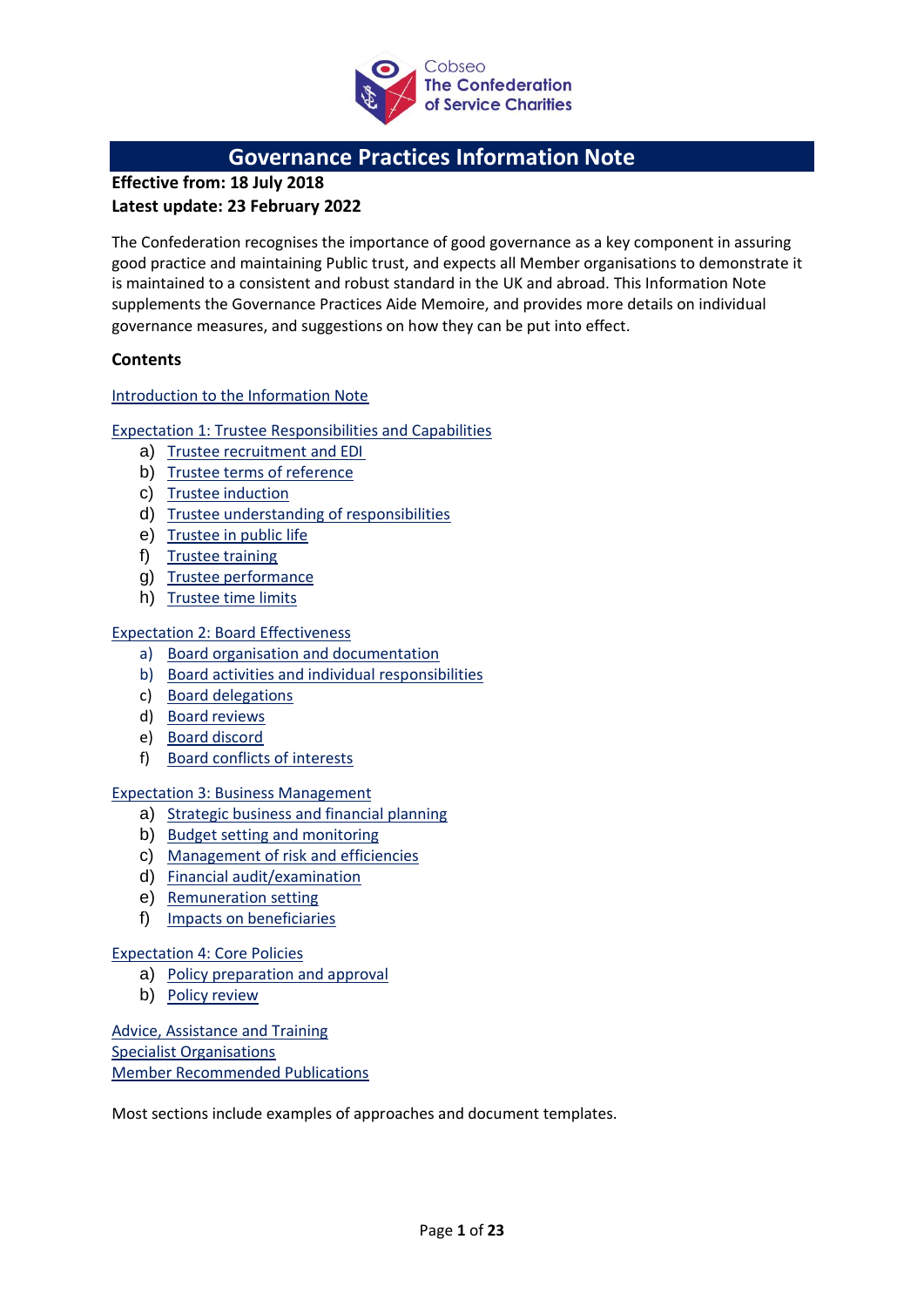Cobseo
The Confederation of Service Charities

# Governance Practices Information Note

**Effective from: 18 July 2018**
**Latest update: 23 February 2022**

The Confederation recognises the importance of good governance as a key component in assuring good practice and maintaining Public trust, and expects all Member organisations to demonstrate it is maintained to a consistent and robust standard in the UK and abroad. This Information Note supplements the Governance Practices Aide Memoire, and provides more details on individual governance measures, and suggestions on how they can be put into effect.

**Contents**

Introduction to the Information Note

Expectation 1: Trustee Responsibilities and Capabilities

- a) Trustee recruitment and EDI
- b) Trustee terms of reference
- c) Trustee induction
- d) Trustee understanding of responsibilities
- e) Trustee in public life
- f) Trustee training
- g) Trustee performance
- h) Trustee time limits

Expectation 2: Board Effectiveness

- a) Board organisation and documentation
- b) Board activities and individual responsibilities
- c) Board delegations
- d) Board reviews
- e) Board discord
- f) Board conflicts of interests

Expectation 3: Business Management

- a) Strategic business and financial planning
- b) Budget setting and monitoring
- c) Management of risk and efficiencies
- d) Financial audit/examination
- e) Remuneration setting
- f) Impacts on beneficiaries

Expectation 4: Core Policies

- a) Policy preparation and approval
- b) Policy review

Advice, Assistance and Training
Specialist Organisations
Member Recommended Publications

Most sections include examples of approaches and document templates.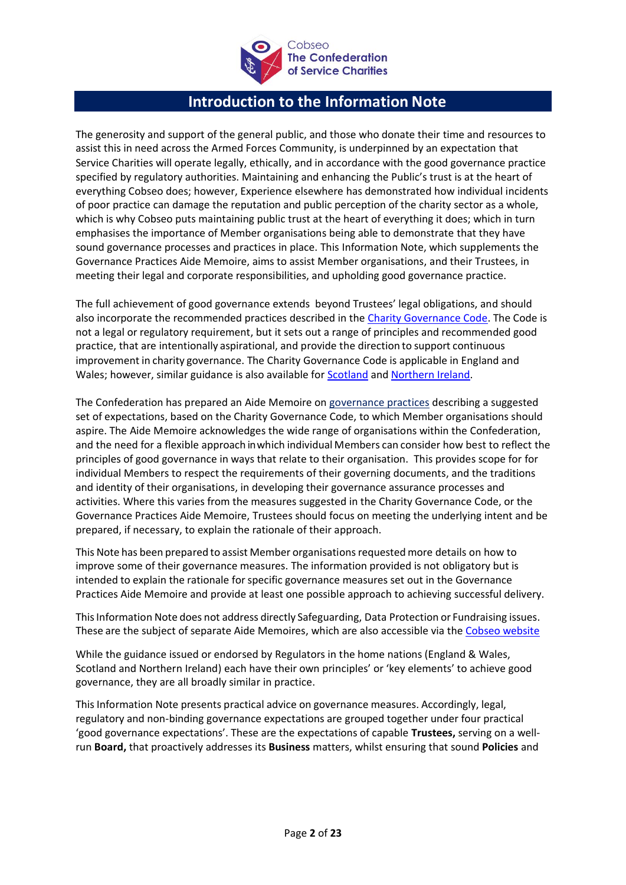## Introduction to the Information Note

The generosity and support of the general public, and those who donate their time and resources to assist this in need across the Armed Forces Community, is underpinned by an expectation that Service Charities will operate legally, ethically, and in accordance with the good governance practice specified by regulatory authorities. Maintaining and enhancing the Public's trust is at the heart of everything Cobseo does; however, Experience elsewhere has demonstrated how individual incidents of poor practice can damage the reputation and public perception of the charity sector as a whole, which is why Cobseo puts maintaining public trust at the heart of everything it does; which in turn emphasises the importance of Member organisations being able to demonstrate that they have sound governance processes and practices in place. This Information Note, which supplements the Governance Practices Aide Memoire, aims to assist Member organisations, and their Trustees, in meeting their legal and corporate responsibilities, and upholding good governance practice.

The full achievement of good governance extends beyond Trustees' legal obligations, and should also incorporate the recommended practices described in the Charity Governance Code. The Code is not a legal or regulatory requirement, but it sets out a range of principles and recommended good practice, that are intentionally aspirational, and provide the direction to support continuous improvement in charity governance. The Charity Governance Code is applicable in England and Wales; however, similar guidance is also available for Scotland and Northern Ireland.

The Confederation has prepared an Aide Memoire on governance practices describing a suggested set of expectations, based on the Charity Governance Code, to which Member organisations should aspire. The Aide Memoire acknowledges the wide range of organisations within the Confederation, and the need for a flexible approach in which individual Members can consider how best to reflect the principles of good governance in ways that relate to their organisation. This provides scope for for individual Members to respect the requirements of their governing documents, and the traditions and identity of their organisations, in developing their governance assurance processes and activities. Where this varies from the measures suggested in the Charity Governance Code, or the Governance Practices Aide Memoire, Trustees should focus on meeting the underlying intent and be prepared, if necessary, to explain the rationale of their approach.

This Note has been prepared to assist Member organisations requested more details on how to improve some of their governance measures. The information provided is not obligatory but is intended to explain the rationale for specific governance measures set out in the Governance Practices Aide Memoire and provide at least one possible approach to achieving successful delivery.

This Information Note does not address directly Safeguarding, Data Protection or Fundraising issues. These are the subject of separate Aide Memoires, which are also accessible via the Cobseo website

While the guidance issued or endorsed by Regulators in the home nations (England & Wales, Scotland and Northern Ireland) each have their own principles' or 'key elements' to achieve good governance, they are all broadly similar in practice.

This Information Note presents practical advice on governance measures. Accordingly, legal, regulatory and non-binding governance expectations are grouped together under four practical 'good governance expectations'. These are the expectations of capable **Trustees,** serving on a well-run **Board,** that proactively addresses its **Business** matters, whilst ensuring that sound **Policies** and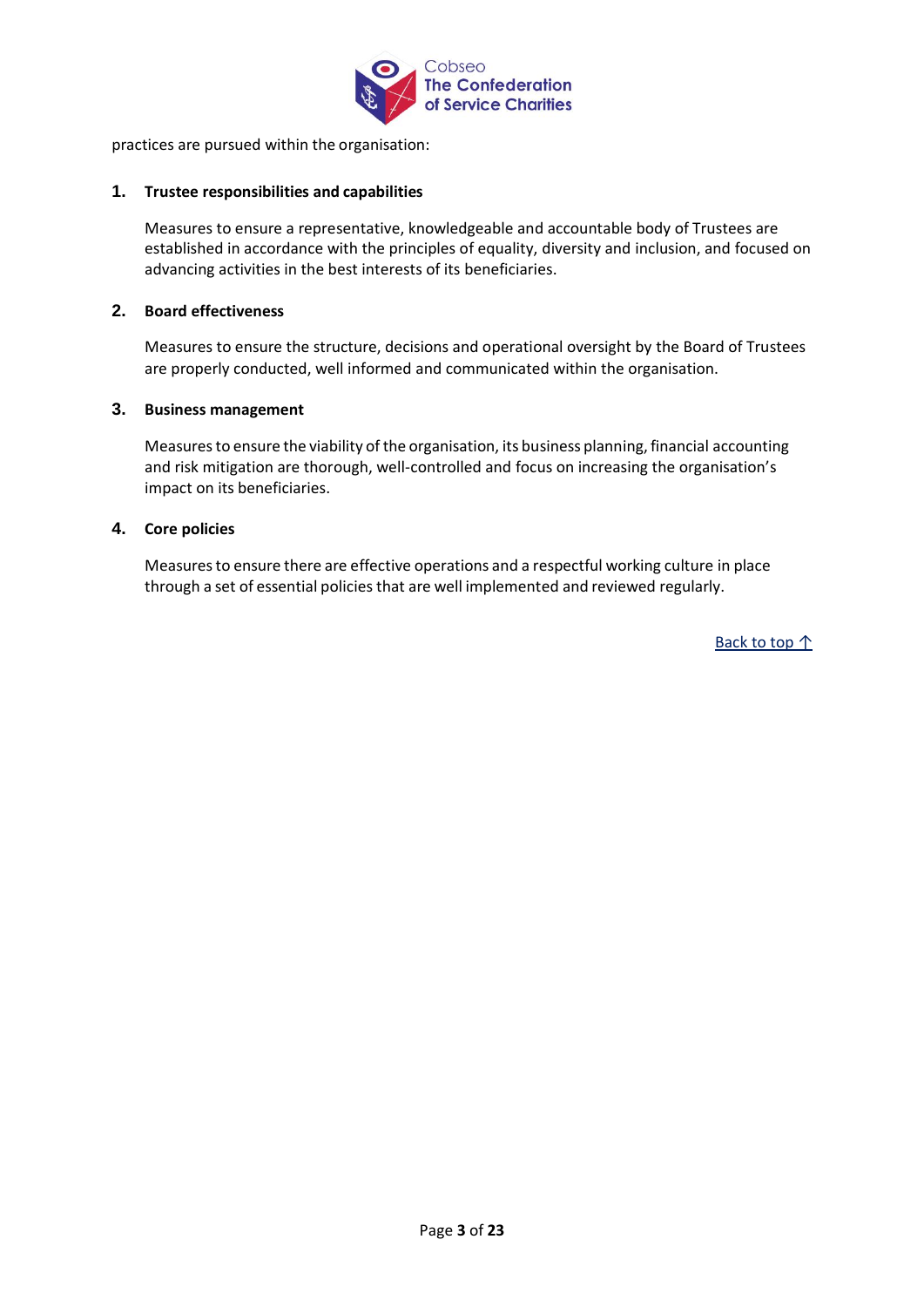practices are pursued within the organisation:

1. **Trustee responsibilities and capabilities**

   Measures to ensure a representative, knowledgeable and accountable body of Trustees are established in accordance with the principles of equality, diversity and inclusion, and focused on advancing activities in the best interests of its beneficiaries.

2. **Board effectiveness**

   Measures to ensure the structure, decisions and operational oversight by the Board of Trustees are properly conducted, well informed and communicated within the organisation.

3. **Business management**

   Measures to ensure the viability of the organisation, its business planning, financial accounting and risk mitigation are thorough, well-controlled and focus on increasing the organisation's impact on its beneficiaries.

4. **Core policies**

   Measures to ensure there are effective operations and a respectful working culture in place through a set of essential policies that are well implemented and reviewed regularly.

Back to top ↑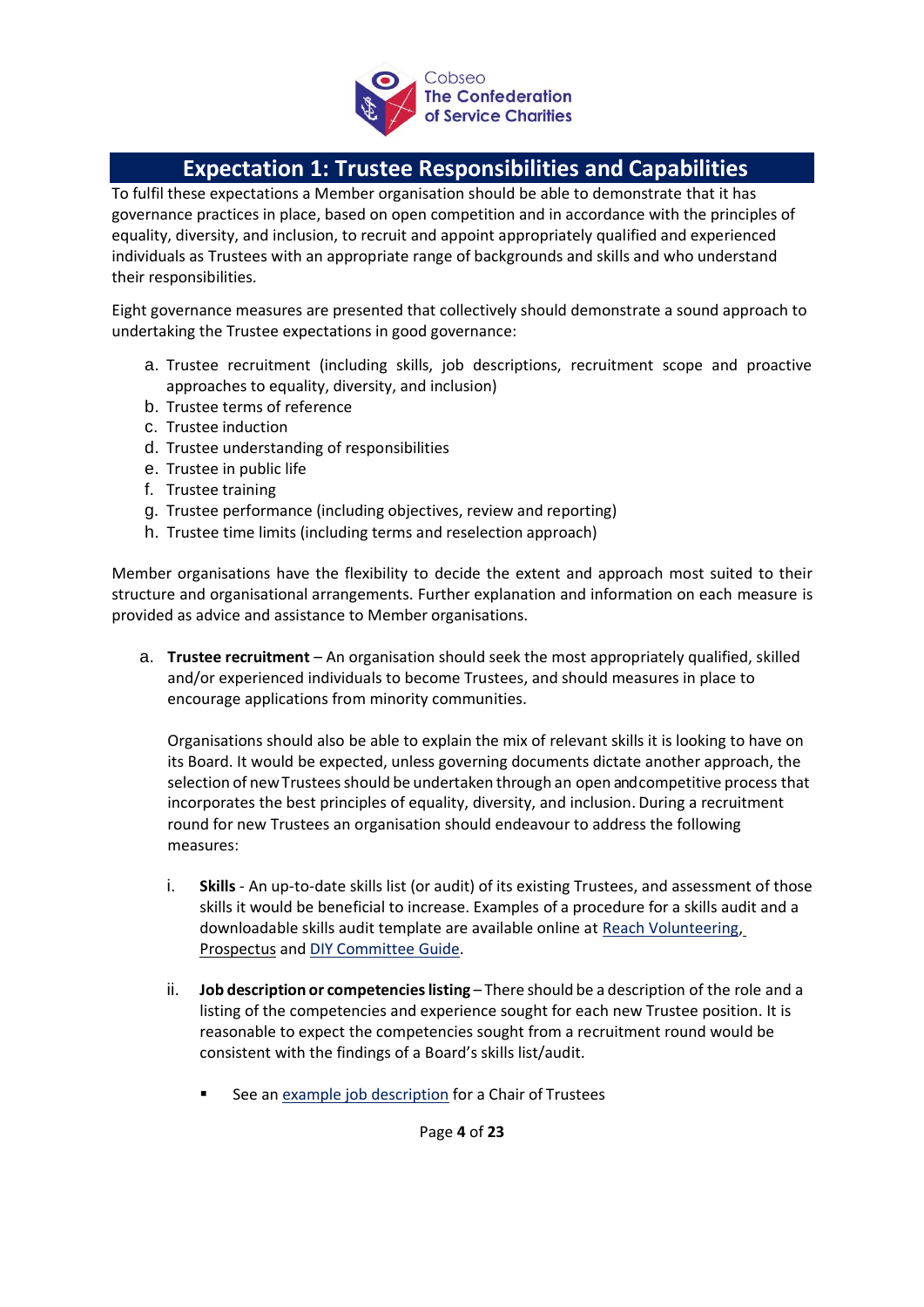# Expectation 1: Trustee Responsibilities and Capabilities

To fulfil these expectations a Member organisation should be able to demonstrate that it has governance practices in place, based on open competition and in accordance with the principles of equality, diversity, and inclusion, to recruit and appoint appropriately qualified and experienced individuals as Trustees with an appropriate range of backgrounds and skills and who understand their responsibilities.

Eight governance measures are presented that collectively should demonstrate a sound approach to undertaking the Trustee expectations in good governance:

a. Trustee recruitment (including skills, job descriptions, recruitment scope and proactive approaches to equality, diversity, and inclusion)
b. Trustee terms of reference
c. Trustee induction
d. Trustee understanding of responsibilities
e. Trustee in public life
f. Trustee training
g. Trustee performance (including objectives, review and reporting)
h. Trustee time limits (including terms and reselection approach)

Member organisations have the flexibility to decide the extent and approach most suited to their structure and organisational arrangements. Further explanation and information on each measure is provided as advice and assistance to Member organisations.

a. **Trustee recruitment** – An organisation should seek the most appropriately qualified, skilled and/or experienced individuals to become Trustees, and should measures in place to encourage applications from minority communities.

   Organisations should also be able to explain the mix of relevant skills it is looking to have on its Board. It would be expected, unless governing documents dictate another approach, the selection of new Trustees should be undertaken through an open and competitive process that incorporates the best principles of equality, diversity, and inclusion. During a recruitment round for new Trustees an organisation should endeavour to address the following measures:

   i. **Skills** - An up-to-date skills list (or audit) of its existing Trustees, and assessment of those skills it would be beneficial to increase. Examples of a procedure for a skills audit and a downloadable skills audit template are available online at Reach Volunteering, Prospectus and DIY Committee Guide.

   ii. **Job description or competencies listing** – There should be a description of the role and a listing of the competencies and experience sought for each new Trustee position. It is reasonable to expect the competencies sought from a recruitment round would be consistent with the findings of a Board's skills list/audit.

      - See an example job description for a Chair of Trustees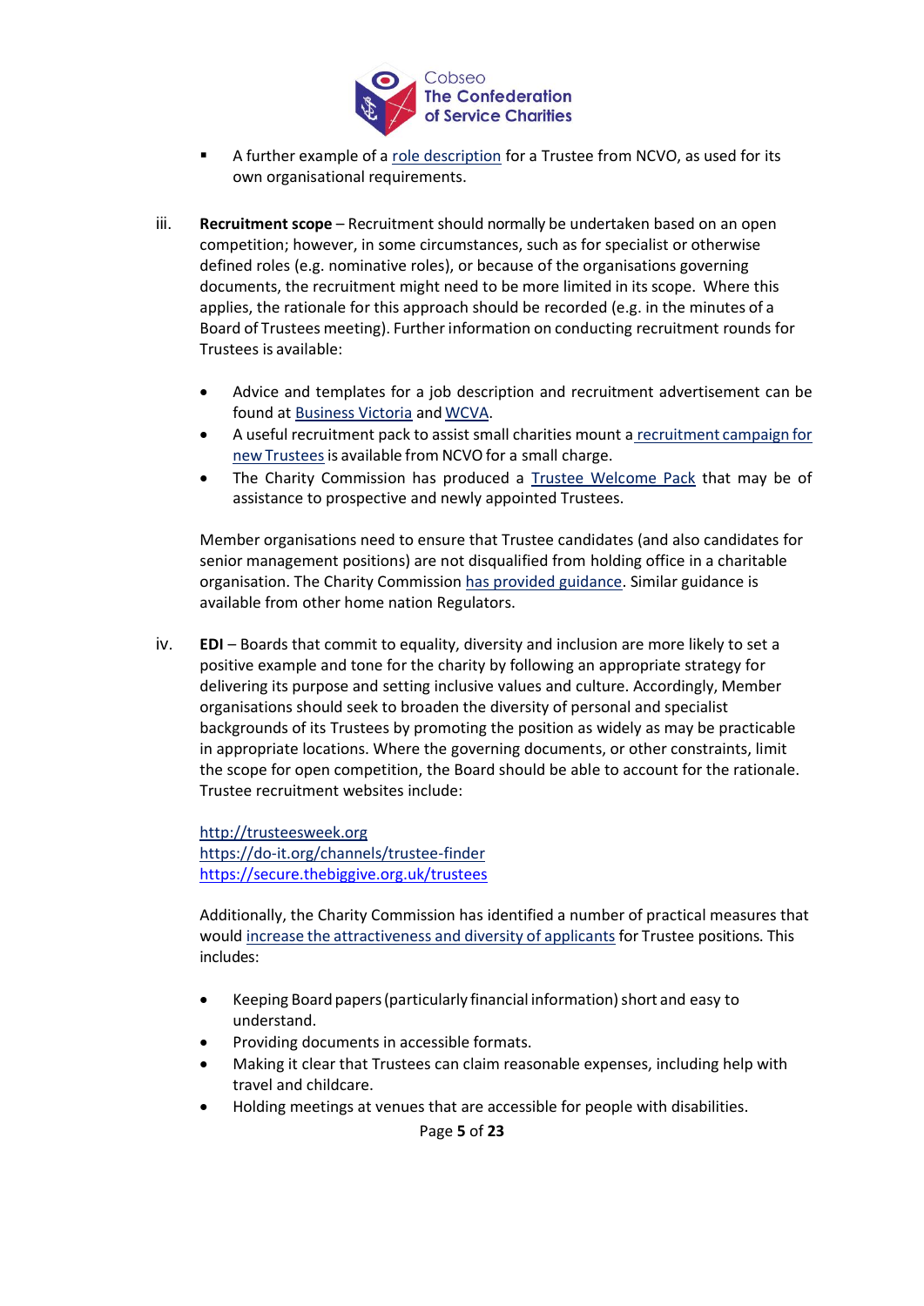- A further example of a role description for a Trustee from NCVO, as used for its own organisational requirements.

iii. **Recruitment scope** – Recruitment should normally be undertaken based on an open competition; however, in some circumstances, such as for specialist or otherwise defined roles (e.g. nominative roles), or because of the organisations governing documents, the recruitment might need to be more limited in its scope. Where this applies, the rationale for this approach should be recorded (e.g. in the minutes of a Board of Trustees meeting). Further information on conducting recruitment rounds for Trustees is available:

- Advice and templates for a job description and recruitment advertisement can be found at Business Victoria and WCVA.
- A useful recruitment pack to assist small charities mount a recruitment campaign for new Trustees is available from NCVO for a small charge.
- The Charity Commission has produced a Trustee Welcome Pack that may be of assistance to prospective and newly appointed Trustees.

Member organisations need to ensure that Trustee candidates (and also candidates for senior management positions) are not disqualified from holding office in a charitable organisation. The Charity Commission has provided guidance. Similar guidance is available from other home nation Regulators.

iv. **EDI** – Boards that commit to equality, diversity and inclusion are more likely to set a positive example and tone for the charity by following an appropriate strategy for delivering its purpose and setting inclusive values and culture. Accordingly, Member organisations should seek to broaden the diversity of personal and specialist backgrounds of its Trustees by promoting the position as widely as may be practicable in appropriate locations. Where the governing documents, or other constraints, limit the scope for open competition, the Board should be able to account for the rationale. Trustee recruitment websites include:

http://trusteesweek.org
https://do-it.org/channels/trustee-finder
https://secure.thebiggive.org.uk/trustees

Additionally, the Charity Commission has identified a number of practical measures that would increase the attractiveness and diversity of applicants for Trustee positions. This includes:

- Keeping Board papers (particularly financial information) short and easy to understand.
- Providing documents in accessible formats.
- Making it clear that Trustees can claim reasonable expenses, including help with travel and childcare.
- Holding meetings at venues that are accessible for people with disabilities.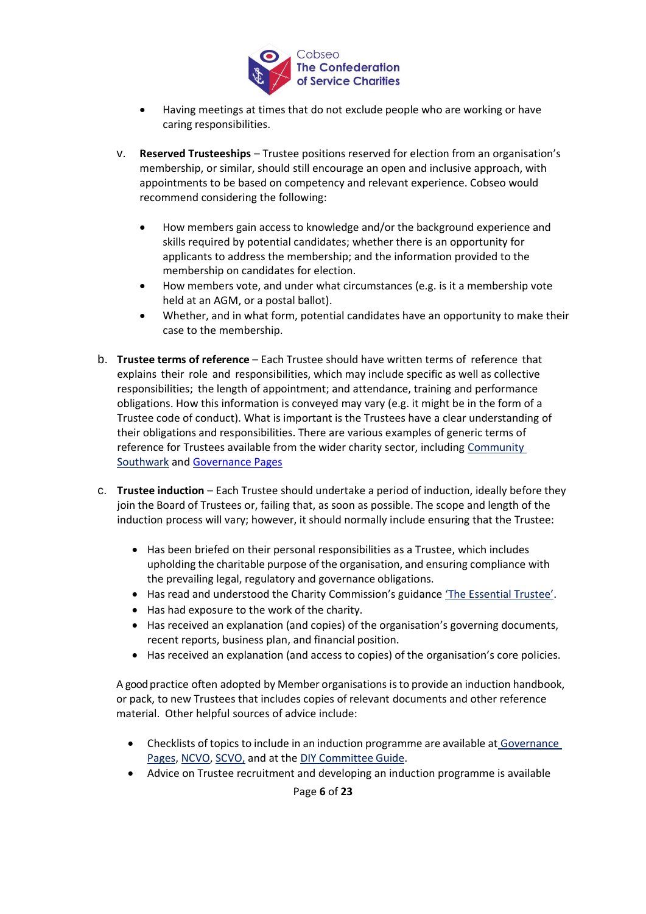- Having meetings at times that do not exclude people who are working or have caring responsibilities.

v. **Reserved Trusteeships** – Trustee positions reserved for election from an organisation's membership, or similar, should still encourage an open and inclusive approach, with appointments to be based on competency and relevant experience. Cobseo would recommend considering the following:

   - How members gain access to knowledge and/or the background experience and skills required by potential candidates; whether there is an opportunity for applicants to address the membership; and the information provided to the membership on candidates for election.
   - How members vote, and under what circumstances (e.g. is it a membership vote held at an AGM, or a postal ballot).
   - Whether, and in what form, potential candidates have an opportunity to make their case to the membership.

b. **Trustee terms of reference** – Each Trustee should have written terms of reference that explains their role and responsibilities, which may include specific as well as collective responsibilities; the length of appointment; and attendance, training and performance obligations. How this information is conveyed may vary (e.g. it might be in the form of a Trustee code of conduct). What is important is the Trustees have a clear understanding of their obligations and responsibilities. There are various examples of generic terms of reference for Trustees available from the wider charity sector, including Community Southwark and Governance Pages

c. **Trustee induction** – Each Trustee should undertake a period of induction, ideally before they join the Board of Trustees or, failing that, as soon as possible. The scope and length of the induction process will vary; however, it should normally include ensuring that the Trustee:

   - Has been briefed on their personal responsibilities as a Trustee, which includes upholding the charitable purpose of the organisation, and ensuring compliance with the prevailing legal, regulatory and governance obligations.
   - Has read and understood the Charity Commission's guidance 'The Essential Trustee'.
   - Has had exposure to the work of the charity.
   - Has received an explanation (and copies) of the organisation's governing documents, recent reports, business plan, and financial position.
   - Has received an explanation (and access to copies) of the organisation's core policies.

   A good practice often adopted by Member organisations is to provide an induction handbook, or pack, to new Trustees that includes copies of relevant documents and other reference material. Other helpful sources of advice include:

   - Checklists of topics to include in an induction programme are available at Governance Pages, NCVO, SCVO, and at the DIY Committee Guide.
   - Advice on Trustee recruitment and developing an induction programme is available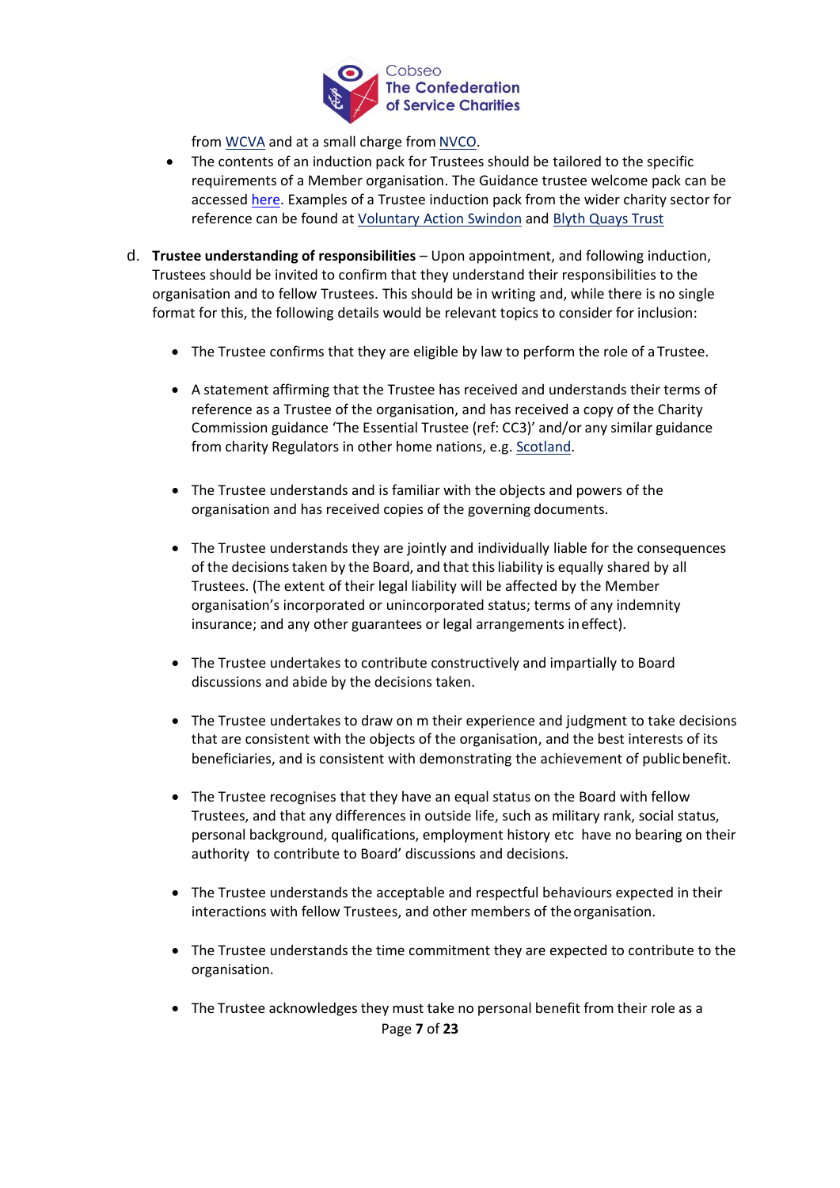from WCVA and at a small charge from NVCO.

- The contents of an induction pack for Trustees should be tailored to the specific requirements of a Member organisation. The Guidance trustee welcome pack can be accessed here. Examples of a Trustee induction pack from the wider charity sector for reference can be found at Voluntary Action Swindon and Blyth Quays Trust

d. **Trustee understanding of responsibilities** – Upon appointment, and following induction, Trustees should be invited to confirm that they understand their responsibilities to the organisation and to fellow Trustees. This should be in writing and, while there is no single format for this, the following details would be relevant topics to consider for inclusion:

- The Trustee confirms that they are eligible by law to perform the role of a Trustee.

- A statement affirming that the Trustee has received and understands their terms of reference as a Trustee of the organisation, and has received a copy of the Charity Commission guidance 'The Essential Trustee (ref: CC3)' and/or any similar guidance from charity Regulators in other home nations, e.g. Scotland.

- The Trustee understands and is familiar with the objects and powers of the organisation and has received copies of the governing documents.

- The Trustee understands they are jointly and individually liable for the consequences of the decisions taken by the Board, and that this liability is equally shared by all Trustees. (The extent of their legal liability will be affected by the Member organisation's incorporated or unincorporated status; terms of any indemnity insurance; and any other guarantees or legal arrangements in effect).

- The Trustee undertakes to contribute constructively and impartially to Board discussions and abide by the decisions taken.

- The Trustee undertakes to draw on m their experience and judgment to take decisions that are consistent with the objects of the organisation, and the best interests of its beneficiaries, and is consistent with demonstrating the achievement of public benefit.

- The Trustee recognises that they have an equal status on the Board with fellow Trustees, and that any differences in outside life, such as military rank, social status, personal background, qualifications, employment history etc have no bearing on their authority to contribute to Board' discussions and decisions.

- The Trustee understands the acceptable and respectful behaviours expected in their interactions with fellow Trustees, and other members of the organisation.

- The Trustee understands the time commitment they are expected to contribute to the organisation.

- The Trustee acknowledges they must take no personal benefit from their role as a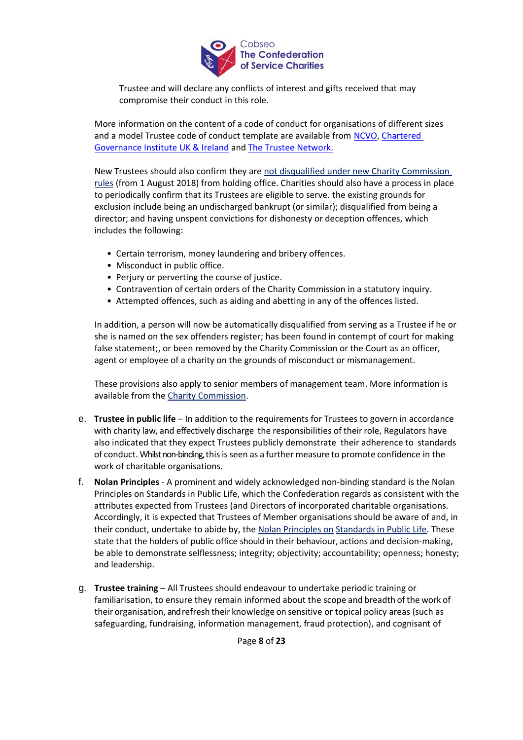Trustee and will declare any conflicts of interest and gifts received that may compromise their conduct in this role.

More information on the content of a code of conduct for organisations of different sizes and a model Trustee code of conduct template are available from NCVO, Chartered Governance Institute UK & Ireland and The Trustee Network.

New Trustees should also confirm they are not disqualified under new Charity Commission rules (from 1 August 2018) from holding office. Charities should also have a process in place to periodically confirm that its Trustees are eligible to serve. the existing grounds for exclusion include being an undischarged bankrupt (or similar); disqualified from being a director; and having unspent convictions for dishonesty or deception offences, which includes the following:

- Certain terrorism, money laundering and bribery offences.
- Misconduct in public office.
- Perjury or perverting the course of justice.
- Contravention of certain orders of the Charity Commission in a statutory inquiry.
- Attempted offences, such as aiding and abetting in any of the offences listed.

In addition, a person will now be automatically disqualified from serving as a Trustee if he or she is named on the sex offenders register; has been found in contempt of court for making false statement;, or been removed by the Charity Commission or the Court as an officer, agent or employee of a charity on the grounds of misconduct or mismanagement.

These provisions also apply to senior members of management team. More information is available from the Charity Commission.

e. **Trustee in public life** – In addition to the requirements for Trustees to govern in accordance with charity law, and effectively discharge the responsibilities of their role, Regulators have also indicated that they expect Trustees publicly demonstrate their adherence to standards of conduct. Whilst non-binding, this is seen as a further measure to promote confidence in the work of charitable organisations.

f. **Nolan Principles** - A prominent and widely acknowledged non-binding standard is the Nolan Principles on Standards in Public Life, which the Confederation regards as consistent with the attributes expected from Trustees (and Directors of incorporated charitable organisations. Accordingly, it is expected that Trustees of Member organisations should be aware of and, in their conduct, undertake to abide by, the Nolan Principles on Standards in Public Life. These state that the holders of public office should in their behaviour, actions and decision-making, be able to demonstrate selflessness; integrity; objectivity; accountability; openness; honesty; and leadership.

g. **Trustee training** – All Trustees should endeavour to undertake periodic training or familiarisation, to ensure they remain informed about the scope and breadth of the work of their organisation, and refresh their knowledge on sensitive or topical policy areas (such as safeguarding, fundraising, information management, fraud protection), and cognisant of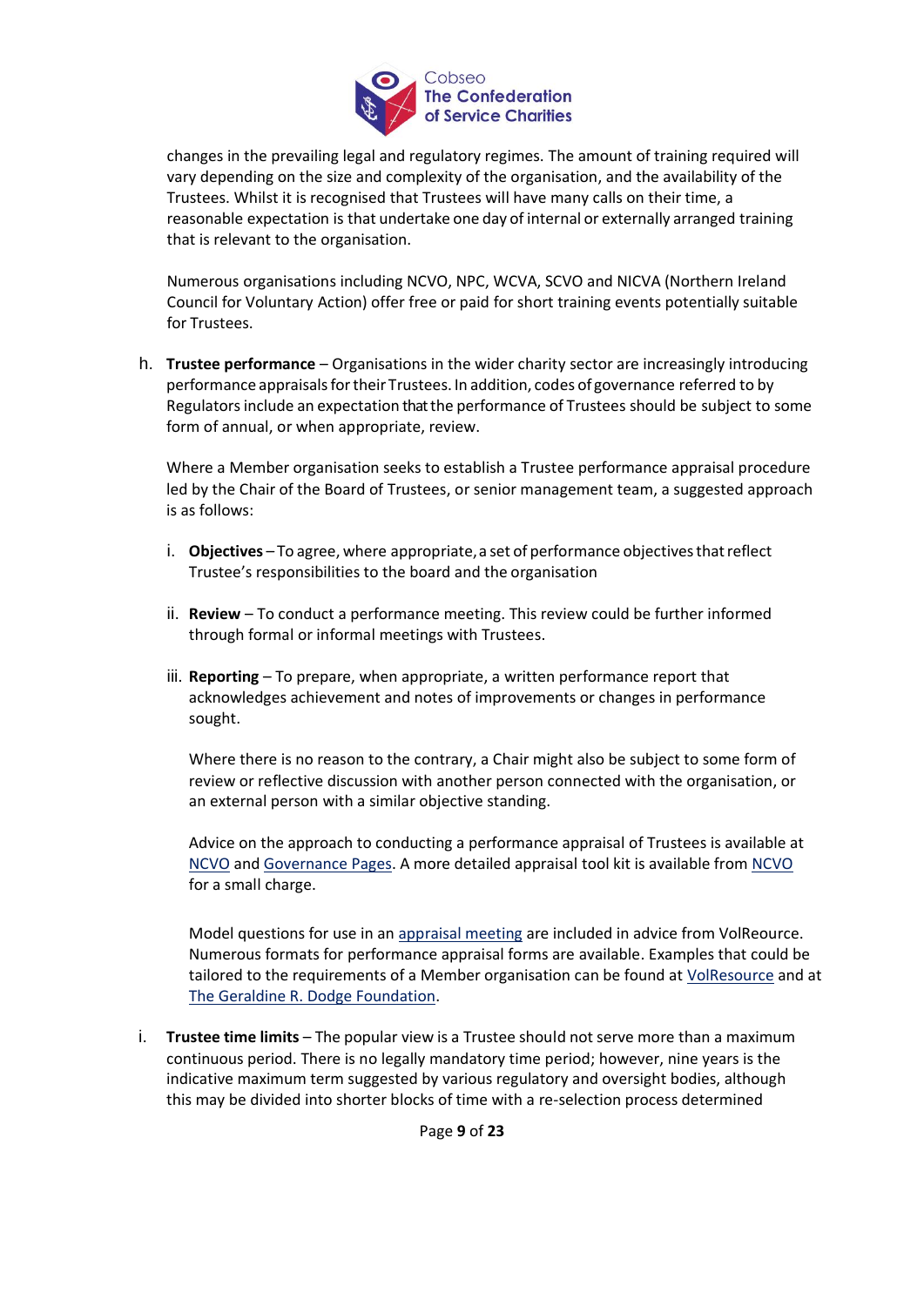changes in the prevailing legal and regulatory regimes. The amount of training required will vary depending on the size and complexity of the organisation, and the availability of the Trustees. Whilst it is recognised that Trustees will have many calls on their time, a reasonable expectation is that undertake one day of internal or externally arranged training that is relevant to the organisation.

Numerous organisations including NCVO, NPC, WCVA, SCVO and NICVA (Northern Ireland Council for Voluntary Action) offer free or paid for short training events potentially suitable for Trustees.

h. **Trustee performance** – Organisations in the wider charity sector are increasingly introducing performance appraisals for their Trustees. In addition, codes of governance referred to by Regulators include an expectation that the performance of Trustees should be subject to some form of annual, or when appropriate, review.

   Where a Member organisation seeks to establish a Trustee performance appraisal procedure led by the Chair of the Board of Trustees, or senior management team, a suggested approach is as follows:

   i. **Objectives** – To agree, where appropriate, a set of performance objectives that reflect Trustee's responsibilities to the board and the organisation

   ii. **Review** – To conduct a performance meeting. This review could be further informed through formal or informal meetings with Trustees.

   iii. **Reporting** – To prepare, when appropriate, a written performance report that acknowledges achievement and notes of improvements or changes in performance sought.

      Where there is no reason to the contrary, a Chair might also be subject to some form of review or reflective discussion with another person connected with the organisation, or an external person with a similar objective standing.

      Advice on the approach to conducting a performance appraisal of Trustees is available at NCVO and Governance Pages. A more detailed appraisal tool kit is available from NCVO for a small charge.

      Model questions for use in an appraisal meeting are included in advice from VolReource. Numerous formats for performance appraisal forms are available. Examples that could be tailored to the requirements of a Member organisation can be found at VolResource and at The Geraldine R. Dodge Foundation.

i. **Trustee time limits** – The popular view is a Trustee should not serve more than a maximum continuous period. There is no legally mandatory time period; however, nine years is the indicative maximum term suggested by various regulatory and oversight bodies, although this may be divided into shorter blocks of time with a re-selection process determined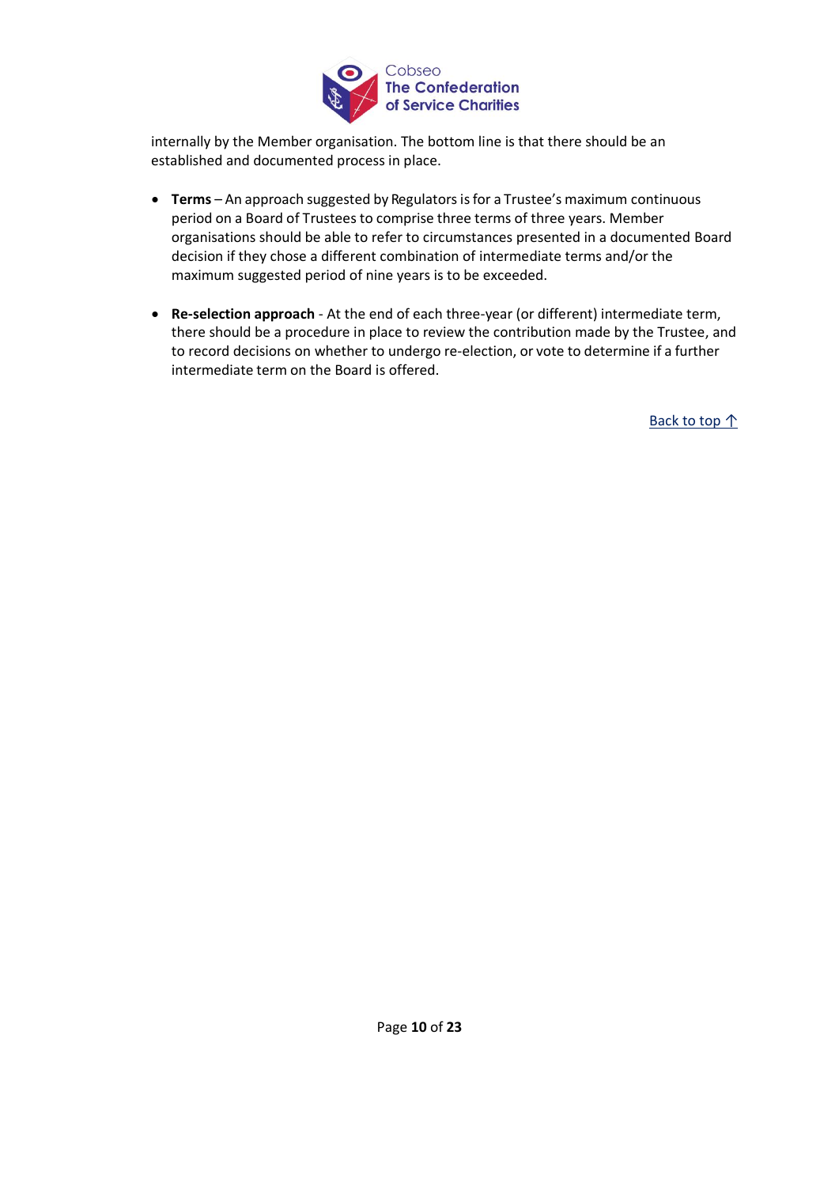internally by the Member organisation. The bottom line is that there should be an established and documented process in place.

- **Terms** – An approach suggested by Regulators is for a Trustee's maximum continuous period on a Board of Trustees to comprise three terms of three years. Member organisations should be able to refer to circumstances presented in a documented Board decision if they chose a different combination of intermediate terms and/or the maximum suggested period of nine years is to be exceeded.

- **Re-selection approach** - At the end of each three-year (or different) intermediate term, there should be a procedure in place to review the contribution made by the Trustee, and to record decisions on whether to undergo re-election, or vote to determine if a further intermediate term on the Board is offered.

Back to top ↑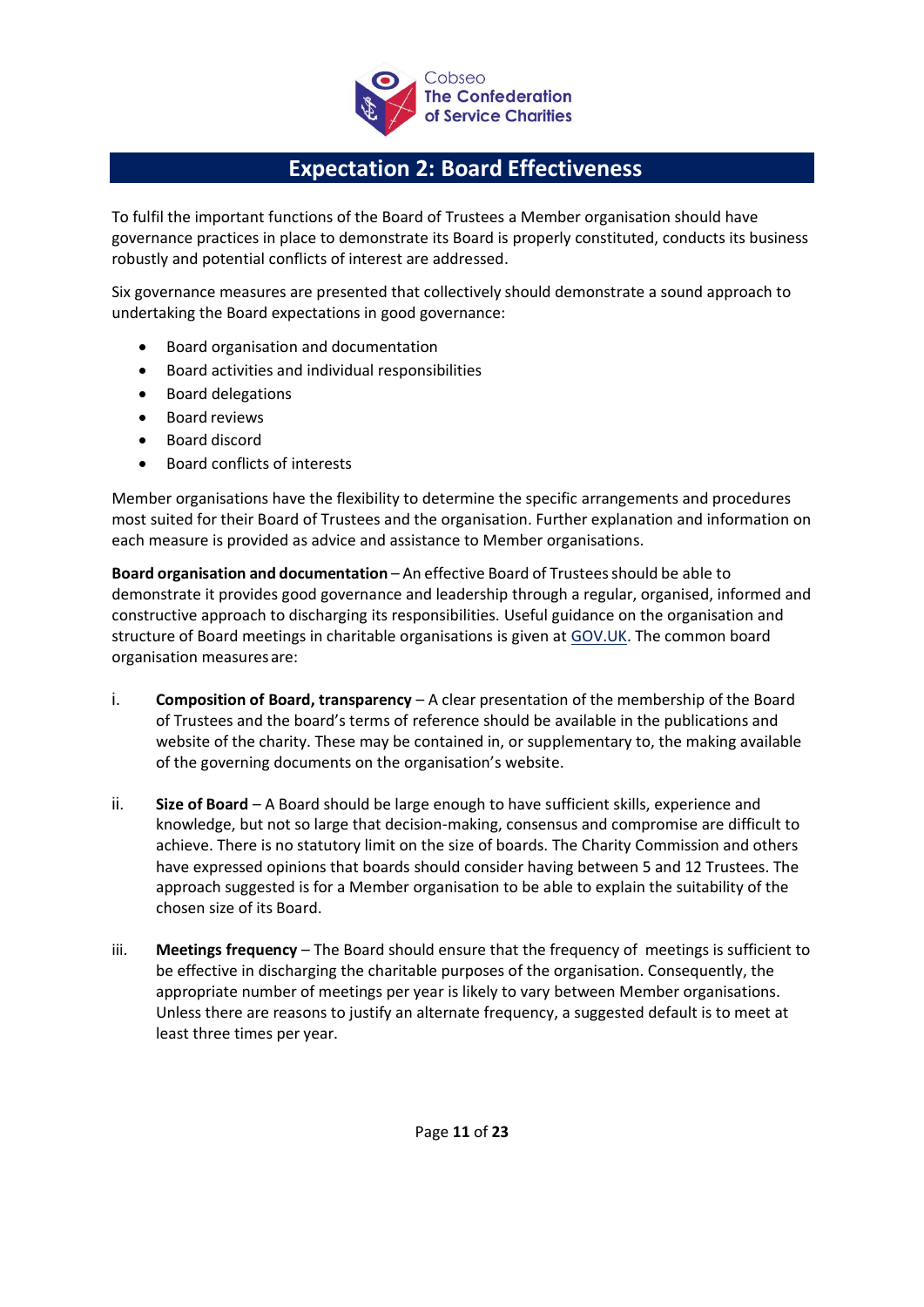## Expectation 2: Board Effectiveness

To fulfil the important functions of the Board of Trustees a Member organisation should have governance practices in place to demonstrate its Board is properly constituted, conducts its business robustly and potential conflicts of interest are addressed.

Six governance measures are presented that collectively should demonstrate a sound approach to undertaking the Board expectations in good governance:

- Board organisation and documentation
- Board activities and individual responsibilities
- Board delegations
- Board reviews
- Board discord
- Board conflicts of interests

Member organisations have the flexibility to determine the specific arrangements and procedures most suited for their Board of Trustees and the organisation. Further explanation and information on each measure is provided as advice and assistance to Member organisations.

**Board organisation and documentation** – An effective Board of Trustees should be able to demonstrate it provides good governance and leadership through a regular, organised, informed and constructive approach to discharging its responsibilities. Useful guidance on the organisation and structure of Board meetings in charitable organisations is given at GOV.UK. The common board organisation measures are:

i. **Composition of Board, transparency** – A clear presentation of the membership of the Board of Trustees and the board's terms of reference should be available in the publications and website of the charity. These may be contained in, or supplementary to, the making available of the governing documents on the organisation's website.

ii. **Size of Board** – A Board should be large enough to have sufficient skills, experience and knowledge, but not so large that decision-making, consensus and compromise are difficult to achieve. There is no statutory limit on the size of boards. The Charity Commission and others have expressed opinions that boards should consider having between 5 and 12 Trustees. The approach suggested is for a Member organisation to be able to explain the suitability of the chosen size of its Board.

iii. **Meetings frequency** – The Board should ensure that the frequency of meetings is sufficient to be effective in discharging the charitable purposes of the organisation. Consequently, the appropriate number of meetings per year is likely to vary between Member organisations. Unless there are reasons to justify an alternate frequency, a suggested default is to meet at least three times per year.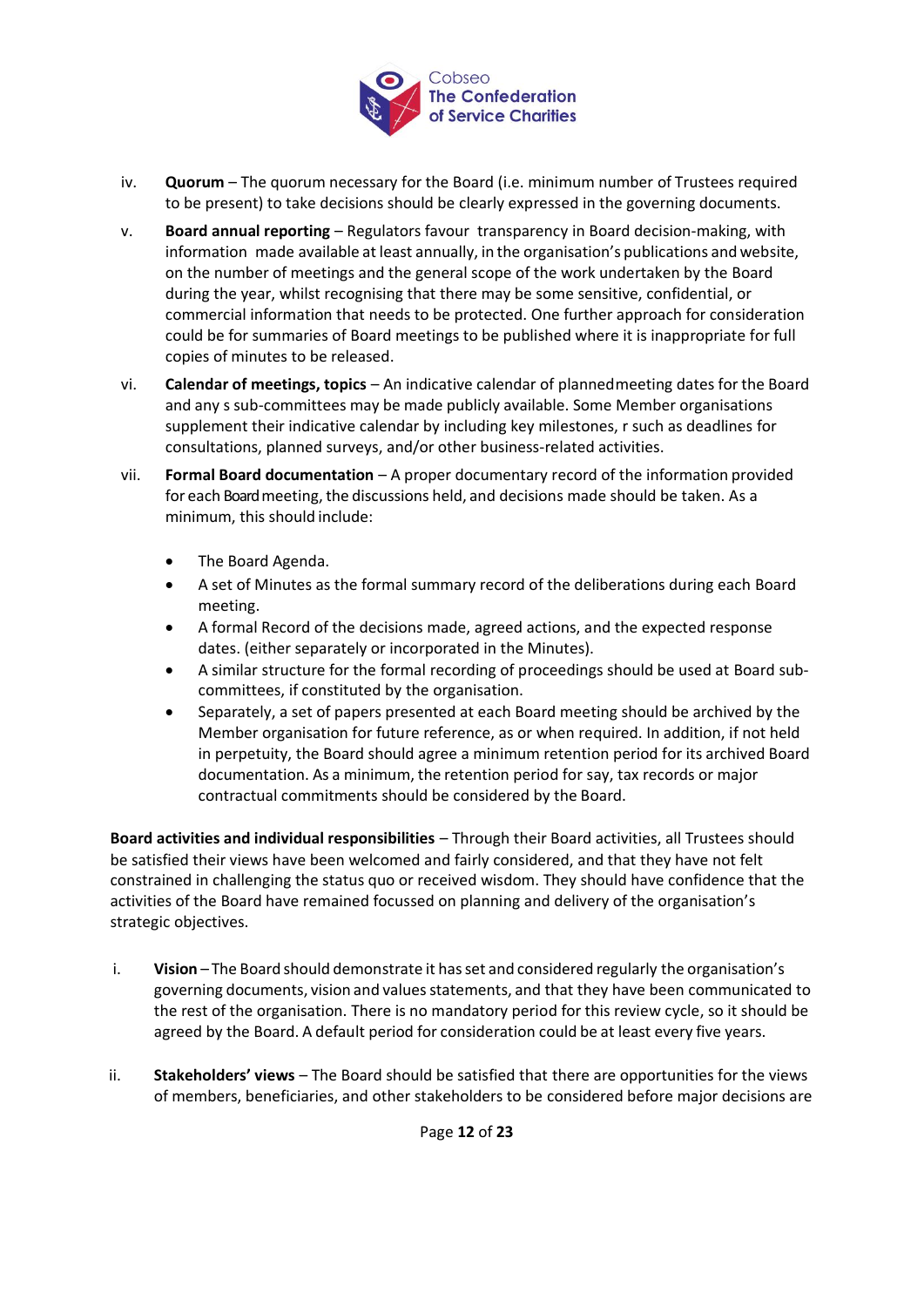iv. **Quorum** – The quorum necessary for the Board (i.e. minimum number of Trustees required to be present) to take decisions should be clearly expressed in the governing documents.

v. **Board annual reporting** – Regulators favour transparency in Board decision-making, with information made available at least annually, in the organisation's publications and website, on the number of meetings and the general scope of the work undertaken by the Board during the year, whilst recognising that there may be some sensitive, confidential, or commercial information that needs to be protected. One further approach for consideration could be for summaries of Board meetings to be published where it is inappropriate for full copies of minutes to be released.

vi. **Calendar of meetings, topics** – An indicative calendar of plannedmeeting dates for the Board and any s sub-committees may be made publicly available. Some Member organisations supplement their indicative calendar by including key milestones, r such as deadlines for consultations, planned surveys, and/or other business-related activities.

vii. **Formal Board documentation** – A proper documentary record of the information provided for each Board meeting, the discussions held, and decisions made should be taken. As a minimum, this should include:

- The Board Agenda.
- A set of Minutes as the formal summary record of the deliberations during each Board meeting.
- A formal Record of the decisions made, agreed actions, and the expected response dates. (either separately or incorporated in the Minutes).
- A similar structure for the formal recording of proceedings should be used at Board sub-committees, if constituted by the organisation.
- Separately, a set of papers presented at each Board meeting should be archived by the Member organisation for future reference, as or when required. In addition, if not held in perpetuity, the Board should agree a minimum retention period for its archived Board documentation. As a minimum, the retention period for say, tax records or major contractual commitments should be considered by the Board.

**Board activities and individual responsibilities** – Through their Board activities, all Trustees should be satisfied their views have been welcomed and fairly considered, and that they have not felt constrained in challenging the status quo or received wisdom. They should have confidence that the activities of the Board have remained focussed on planning and delivery of the organisation's strategic objectives.

i. **Vision** – The Board should demonstrate it has set and considered regularly the organisation's governing documents, vision and values statements, and that they have been communicated to the rest of the organisation. There is no mandatory period for this review cycle, so it should be agreed by the Board. A default period for consideration could be at least every five years.

ii. **Stakeholders' views** – The Board should be satisfied that there are opportunities for the views of members, beneficiaries, and other stakeholders to be considered before major decisions are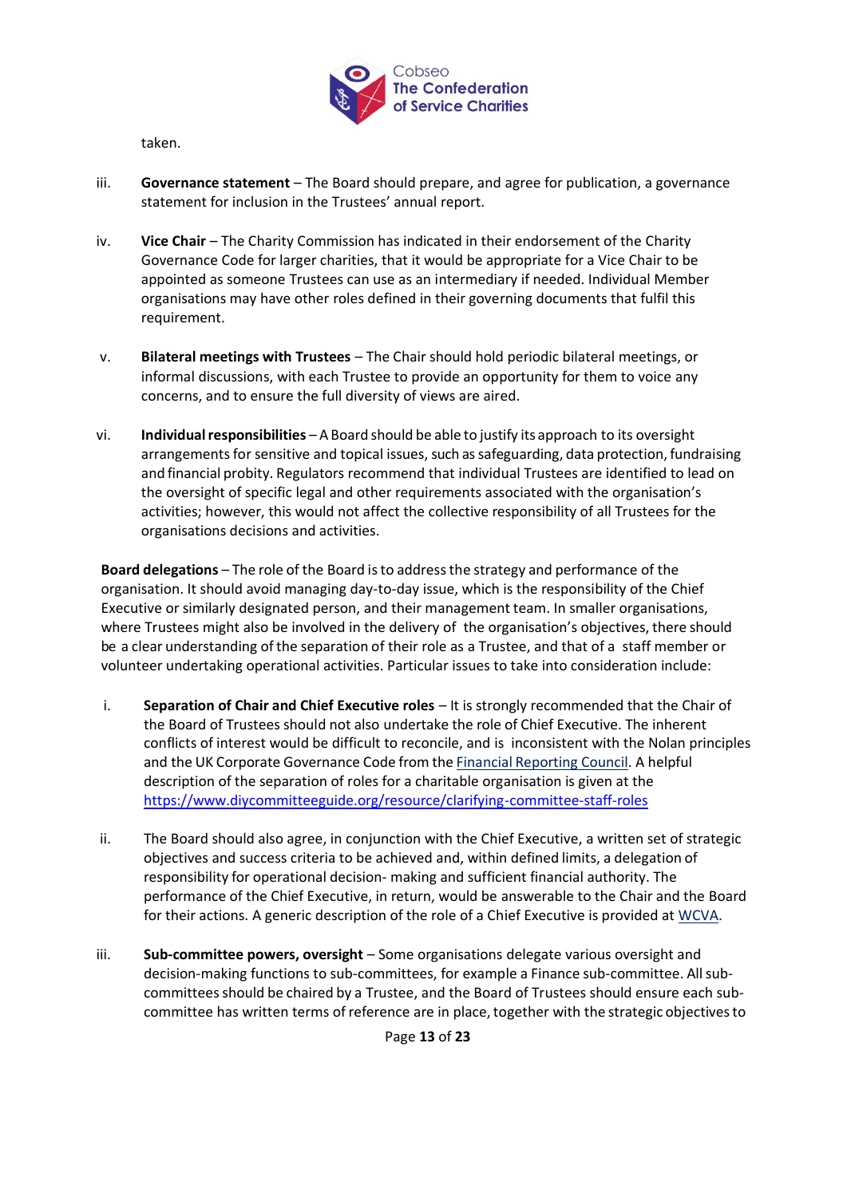taken.

iii. **Governance statement** – The Board should prepare, and agree for publication, a governance statement for inclusion in the Trustees' annual report.

iv. **Vice Chair** – The Charity Commission has indicated in their endorsement of the Charity Governance Code for larger charities, that it would be appropriate for a Vice Chair to be appointed as someone Trustees can use as an intermediary if needed. Individual Member organisations may have other roles defined in their governing documents that fulfil this requirement.

v. **Bilateral meetings with Trustees** – The Chair should hold periodic bilateral meetings, or informal discussions, with each Trustee to provide an opportunity for them to voice any concerns, and to ensure the full diversity of views are aired.

vi. **Individual responsibilities** – A Board should be able to justify its approach to its oversight arrangements for sensitive and topical issues, such as safeguarding, data protection, fundraising and financial probity. Regulators recommend that individual Trustees are identified to lead on the oversight of specific legal and other requirements associated with the organisation's activities; however, this would not affect the collective responsibility of all Trustees for the organisations decisions and activities.

**Board delegations** – The role of the Board is to address the strategy and performance of the organisation. It should avoid managing day-to-day issue, which is the responsibility of the Chief Executive or similarly designated person, and their management team. In smaller organisations, where Trustees might also be involved in the delivery of the organisation's objectives, there should be a clear understanding of the separation of their role as a Trustee, and that of a staff member or volunteer undertaking operational activities. Particular issues to take into consideration include:

i. **Separation of Chair and Chief Executive roles** – It is strongly recommended that the Chair of the Board of Trustees should not also undertake the role of Chief Executive. The inherent conflicts of interest would be difficult to reconcile, and is inconsistent with the Nolan principles and the UK Corporate Governance Code from the Financial Reporting Council. A helpful description of the separation of roles for a charitable organisation is given at the https://www.diycommitteeguide.org/resource/clarifying-committee-staff-roles

ii. The Board should also agree, in conjunction with the Chief Executive, a written set of strategic objectives and success criteria to be achieved and, within defined limits, a delegation of responsibility for operational decision- making and sufficient financial authority. The performance of the Chief Executive, in return, would be answerable to the Chair and the Board for their actions. A generic description of the role of a Chief Executive is provided at WCVA.

iii. **Sub-committee powers, oversight** – Some organisations delegate various oversight and decision-making functions to sub-committees, for example a Finance sub-committee. All sub-committees should be chaired by a Trustee, and the Board of Trustees should ensure each sub-committee has written terms of reference are in place, together with the strategic objectives to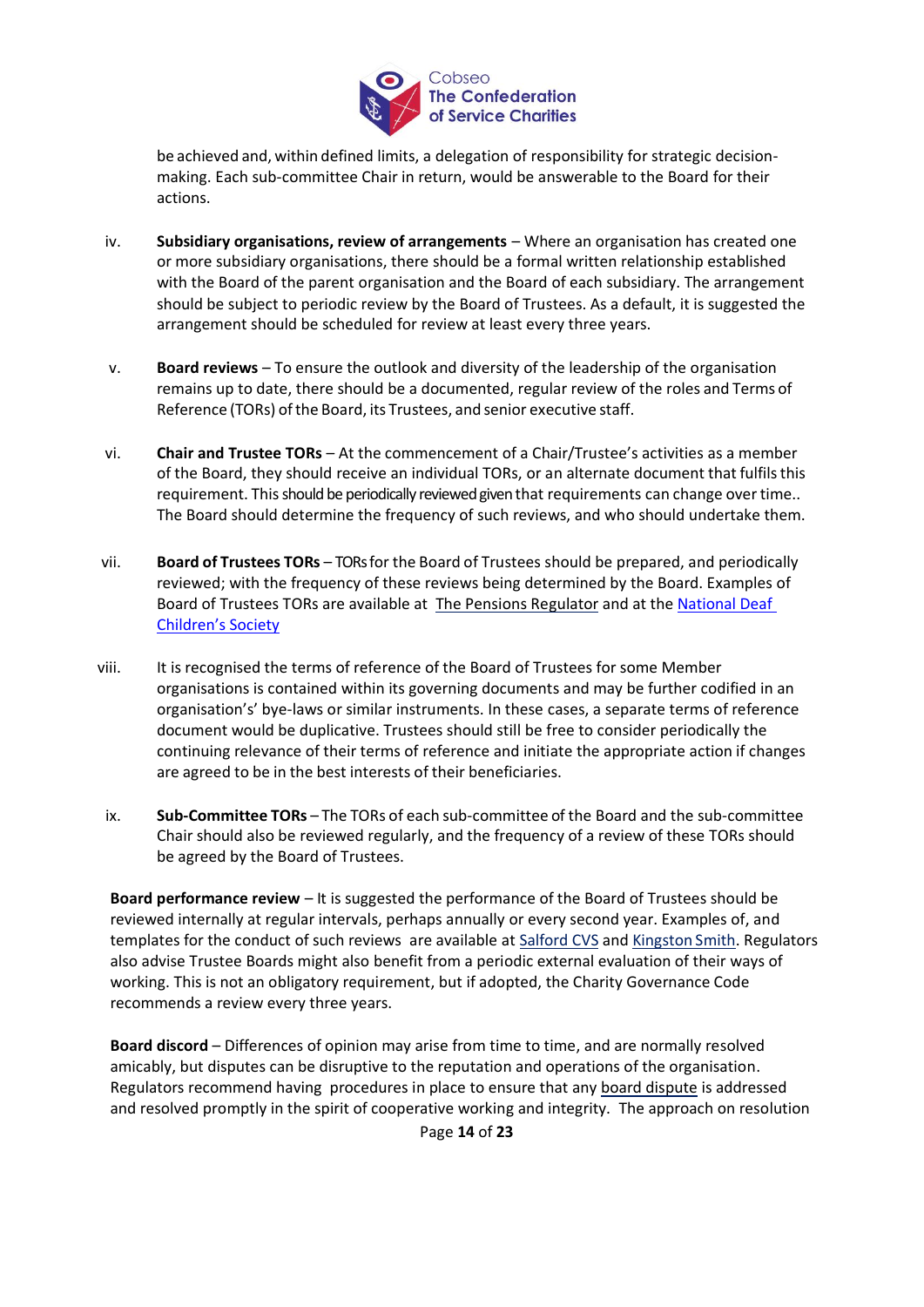be achieved and, within defined limits, a delegation of responsibility for strategic decision-making. Each sub-committee Chair in return, would be answerable to the Board for their actions.

iv. **Subsidiary organisations, review of arrangements** – Where an organisation has created one or more subsidiary organisations, there should be a formal written relationship established with the Board of the parent organisation and the Board of each subsidiary. The arrangement should be subject to periodic review by the Board of Trustees. As a default, it is suggested the arrangement should be scheduled for review at least every three years.

v. **Board reviews** – To ensure the outlook and diversity of the leadership of the organisation remains up to date, there should be a documented, regular review of the roles and Terms of Reference (TORs) of the Board, its Trustees, and senior executive staff.

vi. **Chair and Trustee TORs** – At the commencement of a Chair/Trustee's activities as a member of the Board, they should receive an individual TORs, or an alternate document that fulfils this requirement. This should be periodically reviewed given that requirements can change over time.. The Board should determine the frequency of such reviews, and who should undertake them.

vii. **Board of Trustees TORs** – TORs for the Board of Trustees should be prepared, and periodically reviewed; with the frequency of these reviews being determined by the Board. Examples of Board of Trustees TORs are available at The Pensions Regulator and at the National Deaf Children's Society

viii. It is recognised the terms of reference of the Board of Trustees for some Member organisations is contained within its governing documents and may be further codified in an organisation's' bye-laws or similar instruments. In these cases, a separate terms of reference document would be duplicative. Trustees should still be free to consider periodically the continuing relevance of their terms of reference and initiate the appropriate action if changes are agreed to be in the best interests of their beneficiaries.

ix. **Sub-Committee TORs** – The TORs of each sub-committee of the Board and the sub-committee Chair should also be reviewed regularly, and the frequency of a review of these TORs should be agreed by the Board of Trustees.

**Board performance review** – It is suggested the performance of the Board of Trustees should be reviewed internally at regular intervals, perhaps annually or every second year. Examples of, and templates for the conduct of such reviews are available at Salford CVS and Kingston Smith. Regulators also advise Trustee Boards might also benefit from a periodic external evaluation of their ways of working. This is not an obligatory requirement, but if adopted, the Charity Governance Code recommends a review every three years.

**Board discord** – Differences of opinion may arise from time to time, and are normally resolved amicably, but disputes can be disruptive to the reputation and operations of the organisation. Regulators recommend having procedures in place to ensure that any board dispute is addressed and resolved promptly in the spirit of cooperative working and integrity. The approach on resolution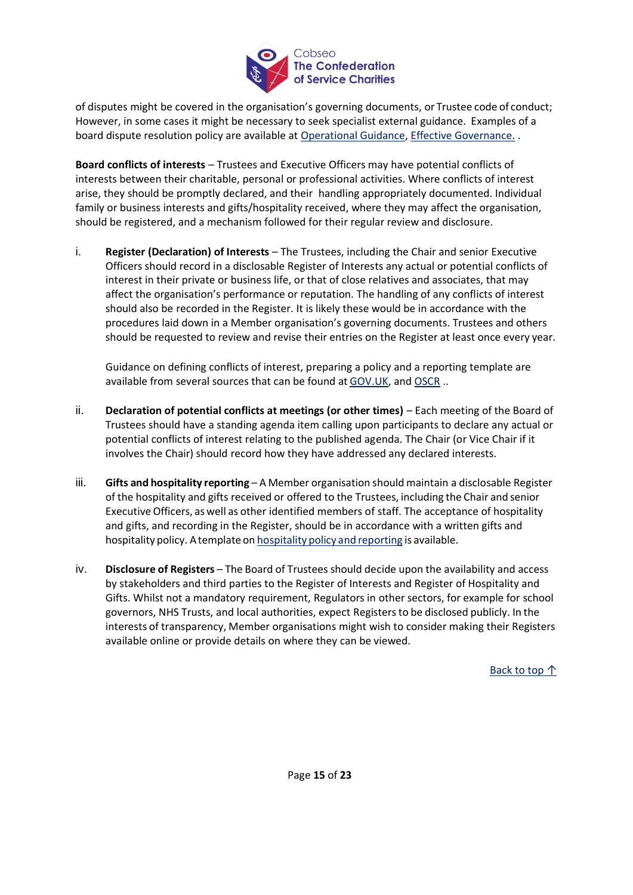of disputes might be covered in the organisation's governing documents, or Trustee code of conduct; However, in some cases it might be necessary to seek specialist external guidance. Examples of a board dispute resolution policy are available at Operational Guidance, Effective Governance. .

**Board conflicts of interests** – Trustees and Executive Officers may have potential conflicts of interests between their charitable, personal or professional activities. Where conflicts of interest arise, they should be promptly declared, and their handling appropriately documented. Individual family or business interests and gifts/hospitality received, where they may affect the organisation, should be registered, and a mechanism followed for their regular review and disclosure.

i. **Register (Declaration) of Interests** – The Trustees, including the Chair and senior Executive Officers should record in a disclosable Register of Interests any actual or potential conflicts of interest in their private or business life, or that of close relatives and associates, that may affect the organisation's performance or reputation. The handling of any conflicts of interest should also be recorded in the Register. It is likely these would be in accordance with the procedures laid down in a Member organisation's governing documents. Trustees and others should be requested to review and revise their entries on the Register at least once every year.

   Guidance on defining conflicts of interest, preparing a policy and a reporting template are available from several sources that can be found at GOV.UK, and OSCR ..

ii. **Declaration of potential conflicts at meetings (or other times)** – Each meeting of the Board of Trustees should have a standing agenda item calling upon participants to declare any actual or potential conflicts of interest relating to the published agenda. The Chair (or Vice Chair if it involves the Chair) should record how they have addressed any declared interests.

iii. **Gifts and hospitality reporting** – A Member organisation should maintain a disclosable Register of the hospitality and gifts received or offered to the Trustees, including the Chair and senior Executive Officers, as well as other identified members of staff. The acceptance of hospitality and gifts, and recording in the Register, should be in accordance with a written gifts and hospitality policy. A template on hospitality policy and reporting is available.

iv. **Disclosure of Registers** – The Board of Trustees should decide upon the availability and access by stakeholders and third parties to the Register of Interests and Register of Hospitality and Gifts. Whilst not a mandatory requirement, Regulators in other sectors, for example for school governors, NHS Trusts, and local authorities, expect Registers to be disclosed publicly. In the interests of transparency, Member organisations might wish to consider making their Registers available online or provide details on where they can be viewed.

Back to top ↑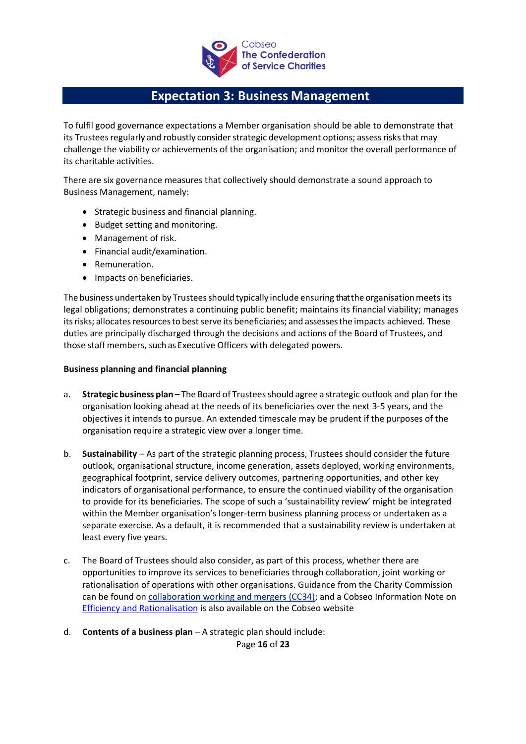## Expectation 3: Business Management

To fulfil good governance expectations a Member organisation should be able to demonstrate that its Trustees regularly and robustly consider strategic development options; assess risks that may challenge the viability or achievements of the organisation; and monitor the overall performance of its charitable activities.

There are six governance measures that collectively should demonstrate a sound approach to Business Management, namely:

- Strategic business and financial planning.
- Budget setting and monitoring.
- Management of risk.
- Financial audit/examination.
- Remuneration.
- Impacts on beneficiaries.

The business undertaken by Trustees should typically include ensuring that the organisation meets its legal obligations; demonstrates a continuing public benefit; maintains its financial viability; manages its risks; allocates resources to best serve its beneficiaries; and assesses the impacts achieved. These duties are principally discharged through the decisions and actions of the Board of Trustees, and those staff members, such as Executive Officers with delegated powers.

**Business planning and financial planning**

a. **Strategic business plan** – The Board of Trustees should agree a strategic outlook and plan for the organisation looking ahead at the needs of its beneficiaries over the next 3-5 years, and the objectives it intends to pursue. An extended timescale may be prudent if the purposes of the organisation require a strategic view over a longer time.

b. **Sustainability** – As part of the strategic planning process, Trustees should consider the future outlook, organisational structure, income generation, assets deployed, working environments, geographical footprint, service delivery outcomes, partnering opportunities, and other key indicators of organisational performance, to ensure the continued viability of the organisation to provide for its beneficiaries. The scope of such a 'sustainability review' might be integrated within the Member organisation's longer-term business planning process or undertaken as a separate exercise. As a default, it is recommended that a sustainability review is undertaken at least every five years.

c. The Board of Trustees should also consider, as part of this process, whether there are opportunities to improve its services to beneficiaries through collaboration, joint working or rationalisation of operations with other organisations. Guidance from the Charity Commission can be found on collaboration working and mergers (CC34); and a Cobseo Information Note on Efficiency and Rationalisation is also available on the Cobseo website

d. **Contents of a business plan** – A strategic plan should include: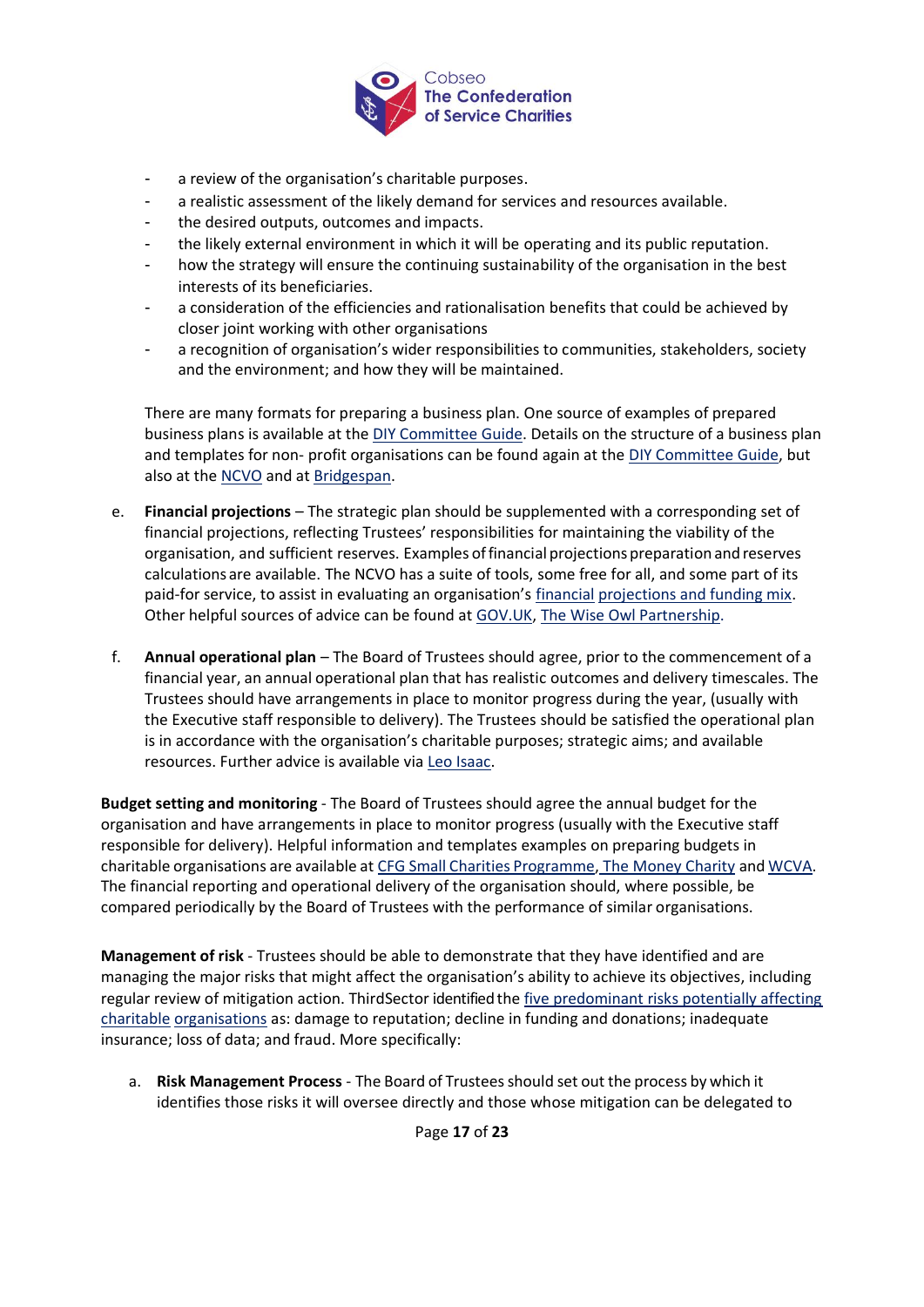- a review of the organisation's charitable purposes.
- a realistic assessment of the likely demand for services and resources available.
- the desired outputs, outcomes and impacts.
- the likely external environment in which it will be operating and its public reputation.
- how the strategy will ensure the continuing sustainability of the organisation in the best interests of its beneficiaries.
- a consideration of the efficiencies and rationalisation benefits that could be achieved by closer joint working with other organisations
- a recognition of organisation's wider responsibilities to communities, stakeholders, society and the environment; and how they will be maintained.

There are many formats for preparing a business plan. One source of examples of prepared business plans is available at the DIY Committee Guide. Details on the structure of a business plan and templates for non- profit organisations can be found again at the DIY Committee Guide, but also at the NCVO and at Bridgespan.

e. **Financial projections** – The strategic plan should be supplemented with a corresponding set of financial projections, reflecting Trustees' responsibilities for maintaining the viability of the organisation, and sufficient reserves. Examples of financial projections preparation and reserves calculations are available. The NCVO has a suite of tools, some free for all, and some part of its paid-for service, to assist in evaluating an organisation's financial projections and funding mix. Other helpful sources of advice can be found at GOV.UK, The Wise Owl Partnership.

f. **Annual operational plan** – The Board of Trustees should agree, prior to the commencement of a financial year, an annual operational plan that has realistic outcomes and delivery timescales. The Trustees should have arrangements in place to monitor progress during the year, (usually with the Executive staff responsible to delivery). The Trustees should be satisfied the operational plan is in accordance with the organisation's charitable purposes; strategic aims; and available resources. Further advice is available via Leo Isaac.

**Budget setting and monitoring** - The Board of Trustees should agree the annual budget for the organisation and have arrangements in place to monitor progress (usually with the Executive staff responsible for delivery). Helpful information and templates examples on preparing budgets in charitable organisations are available at CFG Small Charities Programme, The Money Charity and WCVA. The financial reporting and operational delivery of the organisation should, where possible, be compared periodically by the Board of Trustees with the performance of similar organisations.

**Management of risk** - Trustees should be able to demonstrate that they have identified and are managing the major risks that might affect the organisation's ability to achieve its objectives, including regular review of mitigation action. ThirdSector identified the five predominant risks potentially affecting charitable organisations as: damage to reputation; decline in funding and donations; inadequate insurance; loss of data; and fraud. More specifically:

a. **Risk Management Process** - The Board of Trustees should set out the process by which it identifies those risks it will oversee directly and those whose mitigation can be delegated to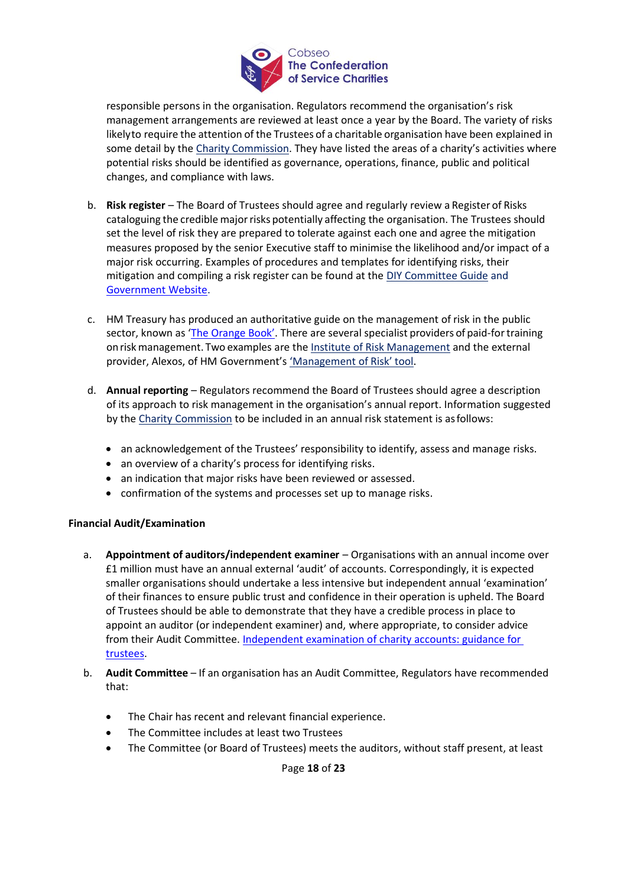responsible persons in the organisation. Regulators recommend the organisation's risk management arrangements are reviewed at least once a year by the Board. The variety of risks likely to require the attention of the Trustees of a charitable organisation have been explained in some detail by the Charity Commission. They have listed the areas of a charity's activities where potential risks should be identified as governance, operations, finance, public and political changes, and compliance with laws.

b. **Risk register** – The Board of Trustees should agree and regularly review a Register of Risks cataloguing the credible major risks potentially affecting the organisation. The Trustees should set the level of risk they are prepared to tolerate against each one and agree the mitigation measures proposed by the senior Executive staff to minimise the likelihood and/or impact of a major risk occurring. Examples of procedures and templates for identifying risks, their mitigation and compiling a risk register can be found at the DIY Committee Guide and Government Website.

c. HM Treasury has produced an authoritative guide on the management of risk in the public sector, known as 'The Orange Book'. There are several specialist providers of paid-for training on risk management. Two examples are the Institute of Risk Management and the external provider, Alexos, of HM Government's 'Management of Risk' tool.

d. **Annual reporting** – Regulators recommend the Board of Trustees should agree a description of its approach to risk management in the organisation's annual report. Information suggested by the Charity Commission to be included in an annual risk statement is as follows:

- an acknowledgement of the Trustees' responsibility to identify, assess and manage risks.
- an overview of a charity's process for identifying risks.
- an indication that major risks have been reviewed or assessed.
- confirmation of the systems and processes set up to manage risks.

**Financial Audit/Examination**

a. **Appointment of auditors/independent examiner** – Organisations with an annual income over £1 million must have an annual external 'audit' of accounts. Correspondingly, it is expected smaller organisations should undertake a less intensive but independent annual 'examination' of their finances to ensure public trust and confidence in their operation is upheld. The Board of Trustees should be able to demonstrate that they have a credible process in place to appoint an auditor (or independent examiner) and, where appropriate, to consider advice from their Audit Committee. Independent examination of charity accounts: guidance for trustees.

b. **Audit Committee** – If an organisation has an Audit Committee, Regulators have recommended that:

- The Chair has recent and relevant financial experience.
- The Committee includes at least two Trustees
- The Committee (or Board of Trustees) meets the auditors, without staff present, at least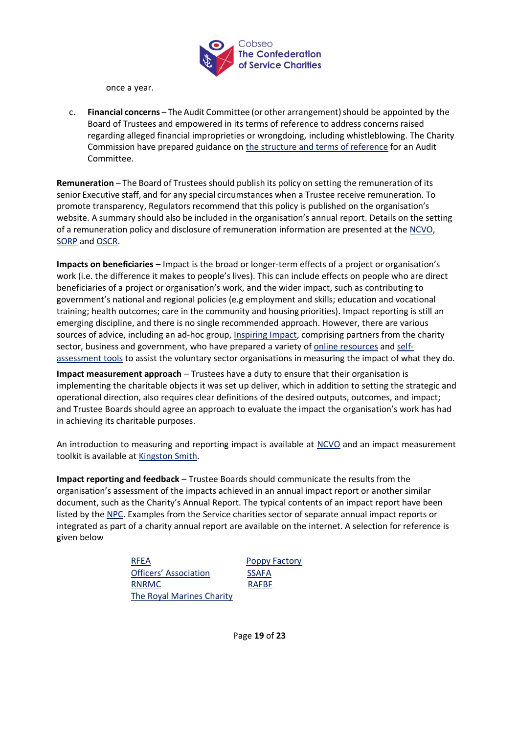once a year.

c. **Financial concerns** – The Audit Committee (or other arrangement) should be appointed by the Board of Trustees and empowered in its terms of reference to address concerns raised regarding alleged financial improprieties or wrongdoing, including whistleblowing. The Charity Commission have prepared guidance on the structure and terms of reference for an Audit Committee.

**Remuneration** – The Board of Trustees should publish its policy on setting the remuneration of its senior Executive staff, and for any special circumstances when a Trustee receive remuneration. To promote transparency, Regulators recommend that this policy is published on the organisation's website. A summary should also be included in the organisation's annual report. Details on the setting of a remuneration policy and disclosure of remuneration information are presented at the NCVO, SORP and OSCR.

**Impacts on beneficiaries** – Impact is the broad or longer-term effects of a project or organisation's work (i.e. the difference it makes to people's lives). This can include effects on people who are direct beneficiaries of a project or organisation's work, and the wider impact, such as contributing to government's national and regional policies (e.g employment and skills; education and vocational training; health outcomes; care in the community and housing priorities). Impact reporting is still an emerging discipline, and there is no single recommended approach. However, there are various sources of advice, including an ad-hoc group, Inspiring Impact, comprising partners from the charity sector, business and government, who have prepared a variety of online resources and self-assessment tools to assist the voluntary sector organisations in measuring the impact of what they do.

**Impact measurement approach** – Trustees have a duty to ensure that their organisation is implementing the charitable objects it was set up deliver, which in addition to setting the strategic and operational direction, also requires clear definitions of the desired outputs, outcomes, and impact; and Trustee Boards should agree an approach to evaluate the impact the organisation's work has had in achieving its charitable purposes.

An introduction to measuring and reporting impact is available at NCVO and an impact measurement toolkit is available at Kingston Smith.

**Impact reporting and feedback** – Trustee Boards should communicate the results from the organisation's assessment of the impacts achieved in an annual impact report or another similar document, such as the Charity's Annual Report. The typical contents of an impact report have been listed by the NPC. Examples from the Service charities sector of separate annual impact reports or integrated as part of a charity annual report are available on the internet. A selection for reference is given below

- RFEA
- Officers' Association
- RNRMC
- The Royal Marines Charity
- Poppy Factory
- SSAFA
- RAFBF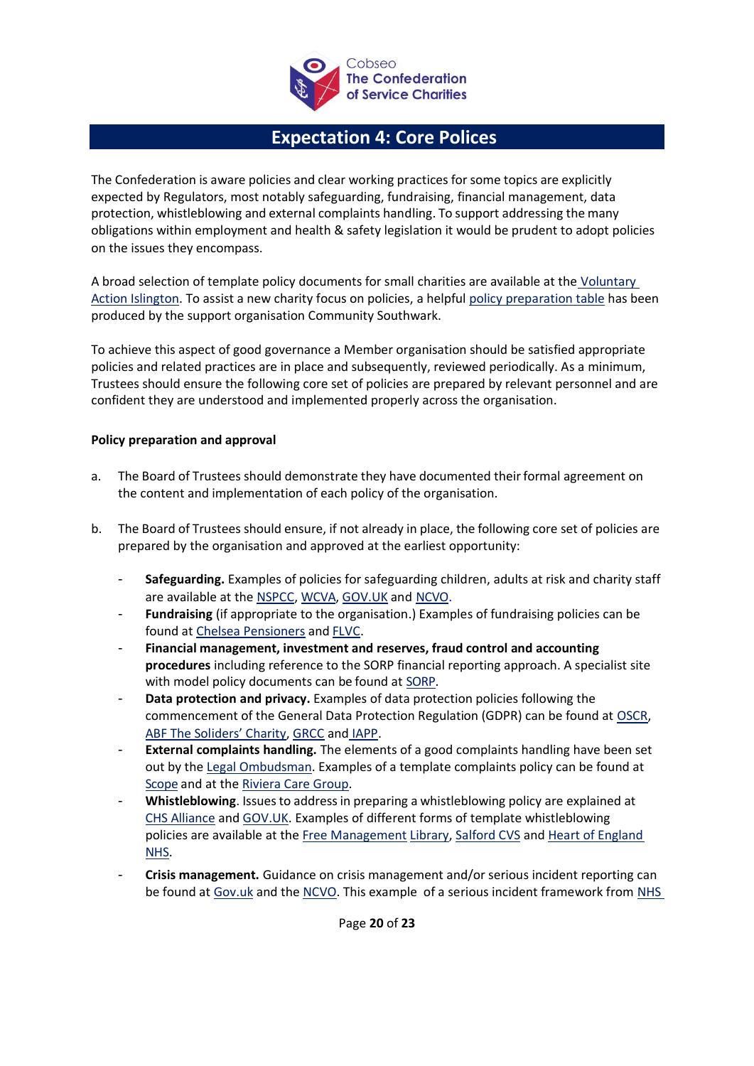# Expectation 4: Core Polices

The Confederation is aware policies and clear working practices for some topics are explicitly expected by Regulators, most notably safeguarding, fundraising, financial management, data protection, whistleblowing and external complaints handling. To support addressing the many obligations within employment and health & safety legislation it would be prudent to adopt policies on the issues they encompass.

A broad selection of template policy documents for small charities are available at the Voluntary Action Islington. To assist a new charity focus on policies, a helpful policy preparation table has been produced by the support organisation Community Southwark.

To achieve this aspect of good governance a Member organisation should be satisfied appropriate policies and related practices are in place and subsequently, reviewed periodically. As a minimum, Trustees should ensure the following core set of policies are prepared by relevant personnel and are confident they are understood and implemented properly across the organisation.

**Policy preparation and approval**

a. The Board of Trustees should demonstrate they have documented their formal agreement on the content and implementation of each policy of the organisation.

b. The Board of Trustees should ensure, if not already in place, the following core set of policies are prepared by the organisation and approved at the earliest opportunity:

- **Safeguarding.** Examples of policies for safeguarding children, adults at risk and charity staff are available at the NSPCC, WCVA, GOV.UK and NCVO.
- **Fundraising** (if appropriate to the organisation.) Examples of fundraising policies can be found at Chelsea Pensioners and FLVC.
- **Financial management, investment and reserves, fraud control and accounting procedures** including reference to the SORP financial reporting approach. A specialist site with model policy documents can be found at SORP.
- **Data protection and privacy.** Examples of data protection policies following the commencement of the General Data Protection Regulation (GDPR) can be found at OSCR, ABF The Soliders' Charity, GRCC and IAPP.
- **External complaints handling.** The elements of a good complaints handling have been set out by the Legal Ombudsman. Examples of a template complaints policy can be found at Scope and at the Riviera Care Group.
- **Whistleblowing**. Issues to address in preparing a whistleblowing policy are explained at CHS Alliance and GOV.UK. Examples of different forms of template whistleblowing policies are available at the Free Management Library, Salford CVS and Heart of England NHS.
- **Crisis management.** Guidance on crisis management and/or serious incident reporting can be found at Gov.uk and the NCVO. This example of a serious incident framework from NHS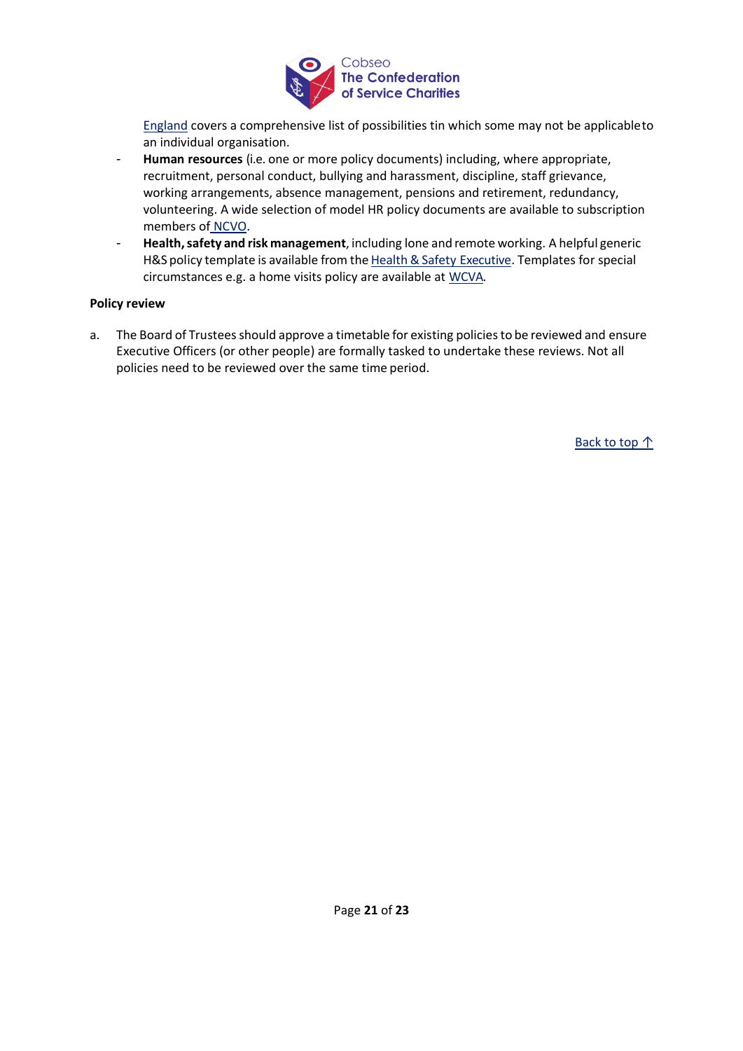England covers a comprehensive list of possibilities tin which some may not be applicable to an individual organisation.

- **Human resources** (i.e. one or more policy documents) including, where appropriate, recruitment, personal conduct, bullying and harassment, discipline, staff grievance, working arrangements, absence management, pensions and retirement, redundancy, volunteering. A wide selection of model HR policy documents are available to subscription members of NCVO.
- **Health, safety and risk management**, including lone and remote working. A helpful generic H&S policy template is available from the Health & Safety Executive. Templates for special circumstances e.g. a home visits policy are available at WCVA.

**Policy review**

a. The Board of Trustees should approve a timetable for existing policies to be reviewed and ensure Executive Officers (or other people) are formally tasked to undertake these reviews. Not all policies need to be reviewed over the same time period.

Back to top ↑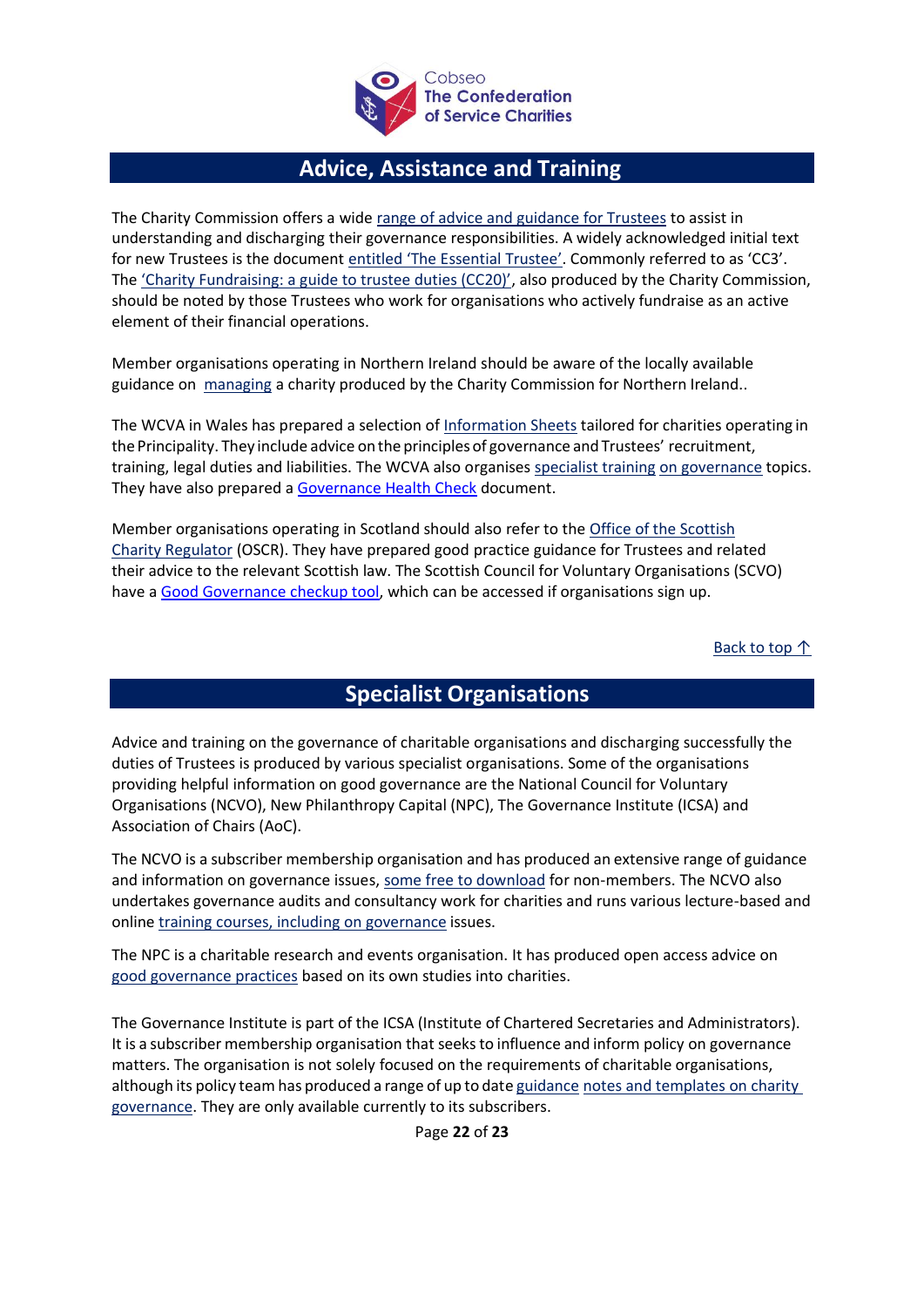## Advice, Assistance and Training

The Charity Commission offers a wide range of advice and guidance for Trustees to assist in understanding and discharging their governance responsibilities. A widely acknowledged initial text for new Trustees is the document entitled 'The Essential Trustee'. Commonly referred to as 'CC3'. The 'Charity Fundraising: a guide to trustee duties (CC20)', also produced by the Charity Commission, should be noted by those Trustees who work for organisations who actively fundraise as an active element of their financial operations.

Member organisations operating in Northern Ireland should be aware of the locally available guidance on managing a charity produced by the Charity Commission for Northern Ireland..

The WCVA in Wales has prepared a selection of Information Sheets tailored for charities operating in the Principality. They include advice on the principles of governance and Trustees' recruitment, training, legal duties and liabilities. The WCVA also organises specialist training on governance topics. They have also prepared a Governance Health Check document.

Member organisations operating in Scotland should also refer to the Office of the Scottish Charity Regulator (OSCR). They have prepared good practice guidance for Trustees and related their advice to the relevant Scottish law. The Scottish Council for Voluntary Organisations (SCVO) have a Good Governance checkup tool, which can be accessed if organisations sign up.

Back to top ↑

## Specialist Organisations

Advice and training on the governance of charitable organisations and discharging successfully the duties of Trustees is produced by various specialist organisations. Some of the organisations providing helpful information on good governance are the National Council for Voluntary Organisations (NCVO), New Philanthropy Capital (NPC), The Governance Institute (ICSA) and Association of Chairs (AoC).

The NCVO is a subscriber membership organisation and has produced an extensive range of guidance and information on governance issues, some free to download for non-members. The NCVO also undertakes governance audits and consultancy work for charities and runs various lecture-based and online training courses, including on governance issues.

The NPC is a charitable research and events organisation. It has produced open access advice on good governance practices based on its own studies into charities.

The Governance Institute is part of the ICSA (Institute of Chartered Secretaries and Administrators). It is a subscriber membership organisation that seeks to influence and inform policy on governance matters. The organisation is not solely focused on the requirements of charitable organisations, although its policy team has produced a range of up to date guidance notes and templates on charity governance. They are only available currently to its subscribers.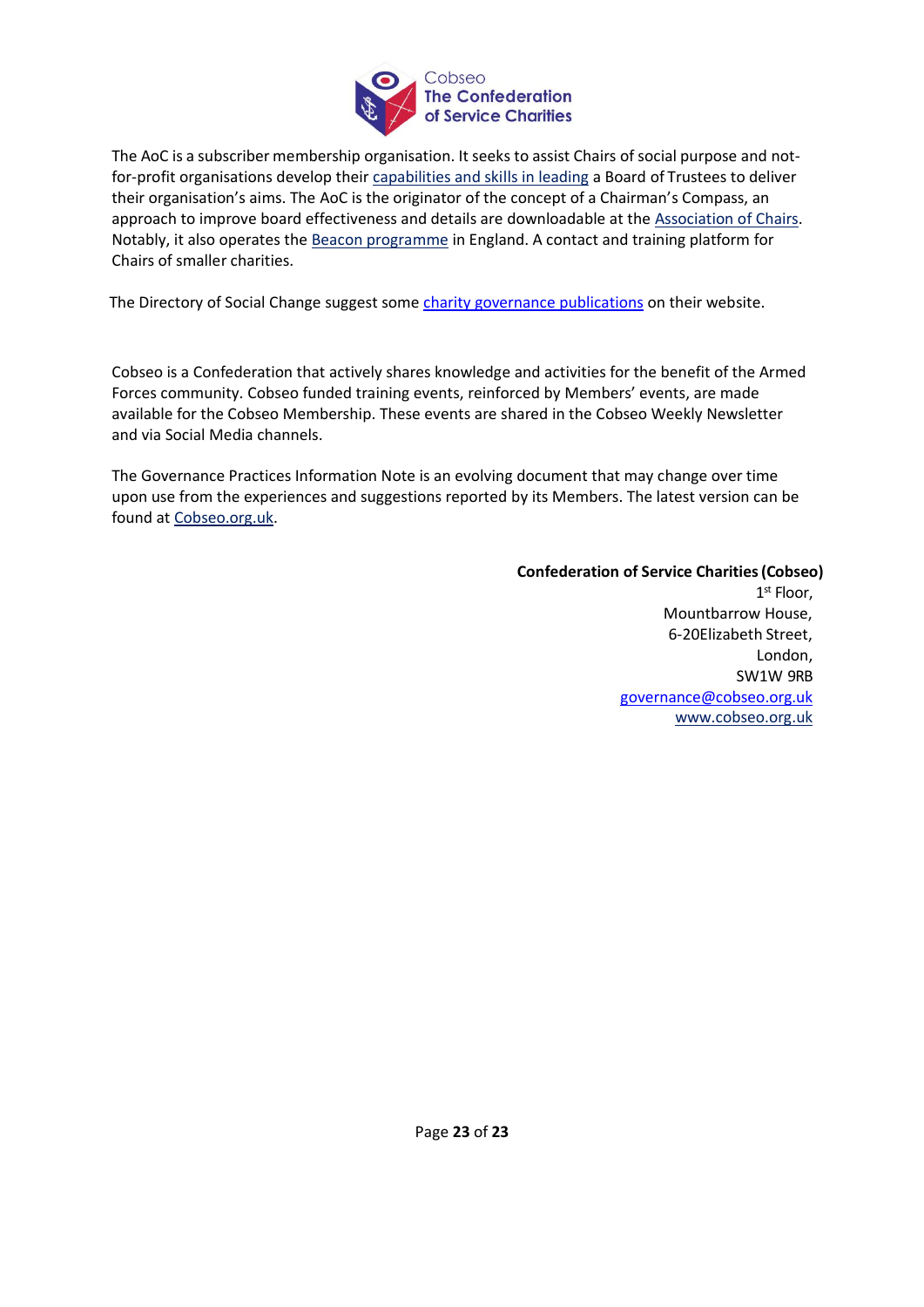The AoC is a subscriber membership organisation. It seeks to assist Chairs of social purpose and not-for-profit organisations develop their capabilities and skills in leading a Board of Trustees to deliver their organisation's aims. The AoC is the originator of the concept of a Chairman's Compass, an approach to improve board effectiveness and details are downloadable at the Association of Chairs. Notably, it also operates the Beacon programme in England. A contact and training platform for Chairs of smaller charities.

The Directory of Social Change suggest some charity governance publications on their website.

Cobseo is a Confederation that actively shares knowledge and activities for the benefit of the Armed Forces community. Cobseo funded training events, reinforced by Members' events, are made available for the Cobseo Membership. These events are shared in the Cobseo Weekly Newsletter and via Social Media channels.

The Governance Practices Information Note is an evolving document that may change over time upon use from the experiences and suggestions reported by its Members. The latest version can be found at Cobseo.org.uk.

**Confederation of Service Charities (Cobseo)**
1st Floor,
Mountbarrow House,
6-20Elizabeth Street,
London,
SW1W 9RB
governance@cobseo.org.uk
www.cobseo.org.uk